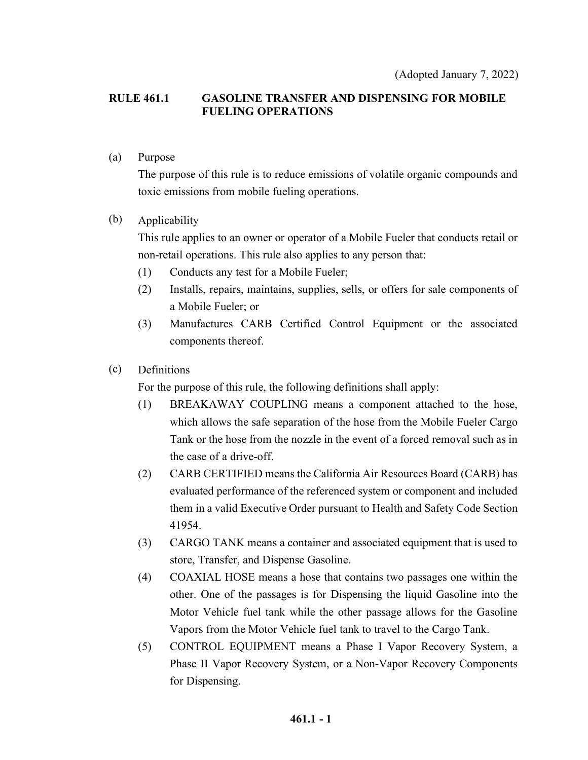(Adopted January 7, 2022)

# RULE 461.1 GASOLINE TRANSFER AND DISPENSING FOR MOBILE FUELING OPERATIONS

(a) Purpose

The purpose of this rule is to reduce emissions of volatile organic compounds and toxic emissions from mobile fueling operations.

(b) Applicability

This rule applies to an owner or operator of a Mobile Fueler that conducts retail or non-retail operations. This rule also applies to any person that:

(1) Conducts any test for a Mobile Fueler;

(2) Installs, repairs, maintains, supplies, sells, or offers for sale components of a Mobile Fueler; or

(3) Manufactures CARB Certified Control Equipment or the associated components thereof.

(c) Definitions

For the purpose of this rule, the following definitions shall apply:

(1) BREAKAWAY COUPLING means a component attached to the hose, which allows the safe separation of the hose from the Mobile Fueler Cargo Tank or the hose from the nozzle in the event of a forced removal such as in the case of a drive-off.

(2) CARB CERTIFIED means the California Air Resources Board (CARB) has evaluated performance of the referenced system or component and included them in a valid Executive Order pursuant to Health and Safety Code Section 41954.

(3) CARGO TANK means a container and associated equipment that is used to store, Transfer, and Dispense Gasoline.

(4) COAXIAL HOSE means a hose that contains two passages one within the other. One of the passages is for Dispensing the liquid Gasoline into the Motor Vehicle fuel tank while the other passage allows for the Gasoline Vapors from the Motor Vehicle fuel tank to travel to the Cargo Tank.

(5) CONTROL EQUIPMENT means a Phase I Vapor Recovery System, a Phase II Vapor Recovery System, or a Non-Vapor Recovery Components for Dispensing.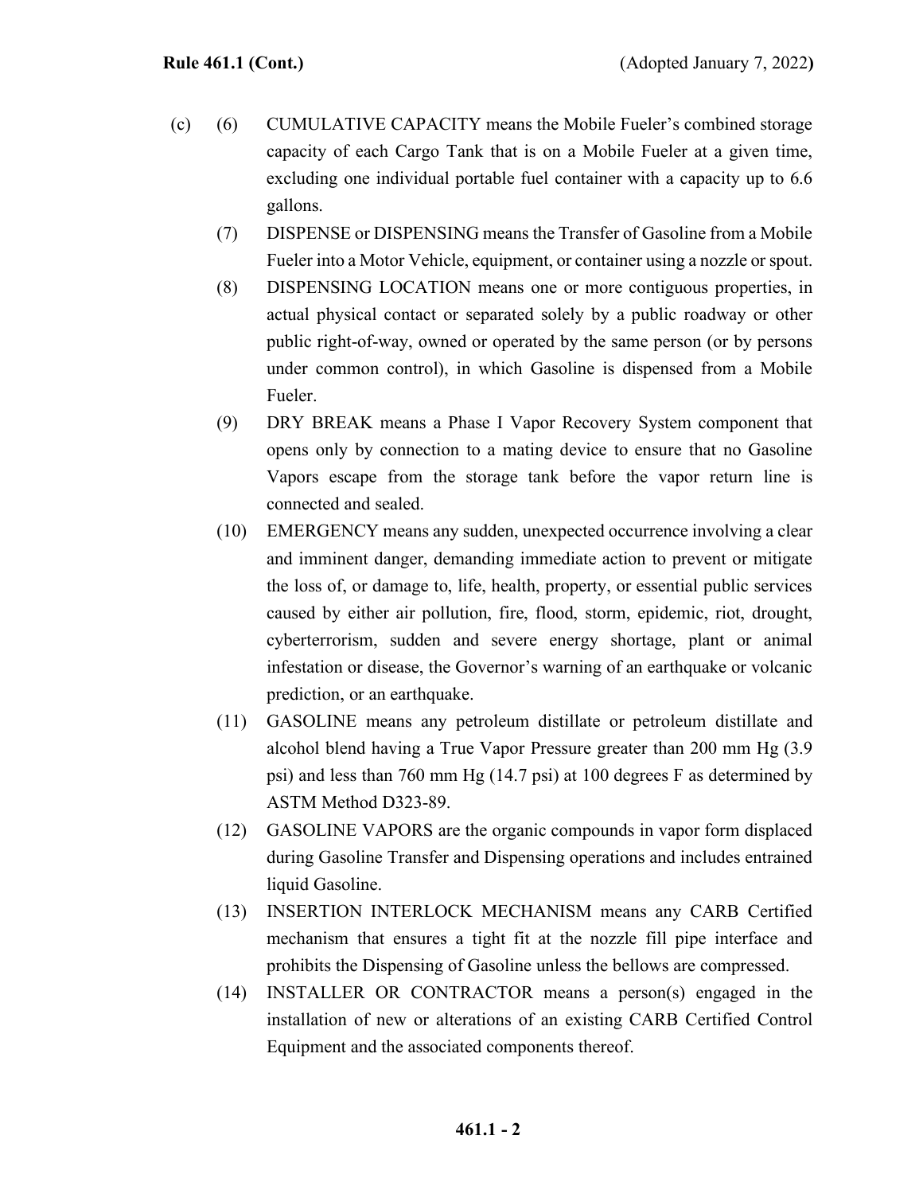(c) (6) CUMULATIVE CAPACITY means the Mobile Fueler's combined storage capacity of each Cargo Tank that is on a Mobile Fueler at a given time, excluding one individual portable fuel container with a capacity up to 6.6 gallons.

(7) DISPENSE or DISPENSING means the Transfer of Gasoline from a Mobile Fueler into a Motor Vehicle, equipment, or container using a nozzle or spout.

(8) DISPENSING LOCATION means one or more contiguous properties, in actual physical contact or separated solely by a public roadway or other public right-of-way, owned or operated by the same person (or by persons under common control), in which Gasoline is dispensed from a Mobile Fueler.

(9) DRY BREAK means a Phase I Vapor Recovery System component that opens only by connection to a mating device to ensure that no Gasoline Vapors escape from the storage tank before the vapor return line is connected and sealed.

(10) EMERGENCY means any sudden, unexpected occurrence involving a clear and imminent danger, demanding immediate action to prevent or mitigate the loss of, or damage to, life, health, property, or essential public services caused by either air pollution, fire, flood, storm, epidemic, riot, drought, cyberterrorism, sudden and severe energy shortage, plant or animal infestation or disease, the Governor's warning of an earthquake or volcanic prediction, or an earthquake.

(11) GASOLINE means any petroleum distillate or petroleum distillate and alcohol blend having a True Vapor Pressure greater than 200 mm Hg (3.9 psi) and less than 760 mm Hg (14.7 psi) at 100 degrees F as determined by ASTM Method D323-89.

(12) GASOLINE VAPORS are the organic compounds in vapor form displaced during Gasoline Transfer and Dispensing operations and includes entrained liquid Gasoline.

(13) INSERTION INTERLOCK MECHANISM means any CARB Certified mechanism that ensures a tight fit at the nozzle fill pipe interface and prohibits the Dispensing of Gasoline unless the bellows are compressed.

(14) INSTALLER OR CONTRACTOR means a person(s) engaged in the installation of new or alterations of an existing CARB Certified Control Equipment and the associated components thereof.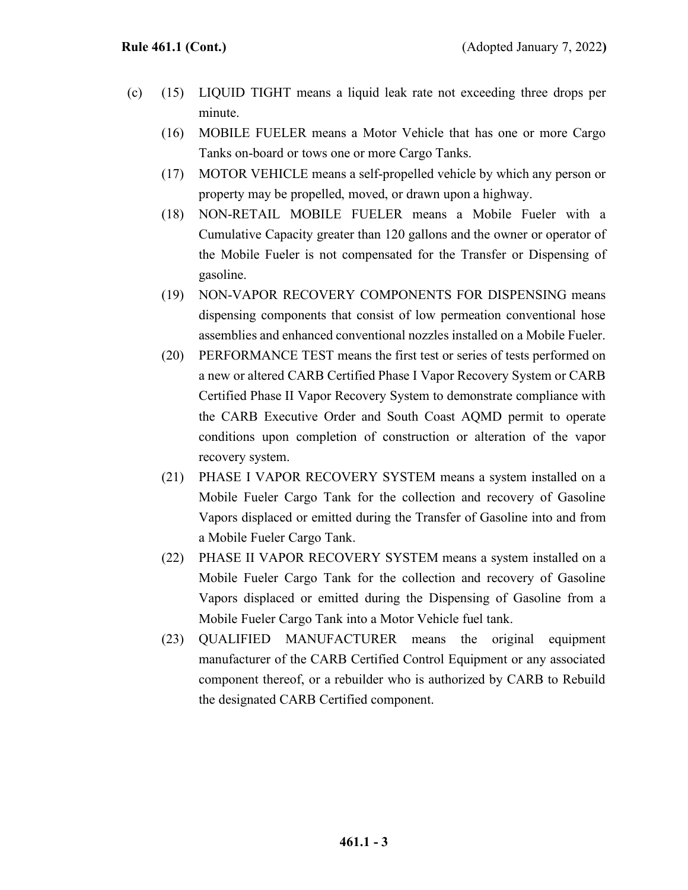(c) (15) LIQUID TIGHT means a liquid leak rate not exceeding three drops per minute.

(16) MOBILE FUELER means a Motor Vehicle that has one or more Cargo Tanks on-board or tows one or more Cargo Tanks.

(17) MOTOR VEHICLE means a self-propelled vehicle by which any person or property may be propelled, moved, or drawn upon a highway.

(18) NON-RETAIL MOBILE FUELER means a Mobile Fueler with a Cumulative Capacity greater than 120 gallons and the owner or operator of the Mobile Fueler is not compensated for the Transfer or Dispensing of gasoline.

(19) NON-VAPOR RECOVERY COMPONENTS FOR DISPENSING means dispensing components that consist of low permeation conventional hose assemblies and enhanced conventional nozzles installed on a Mobile Fueler.

(20) PERFORMANCE TEST means the first test or series of tests performed on a new or altered CARB Certified Phase I Vapor Recovery System or CARB Certified Phase II Vapor Recovery System to demonstrate compliance with the CARB Executive Order and South Coast AQMD permit to operate conditions upon completion of construction or alteration of the vapor recovery system.

(21) PHASE I VAPOR RECOVERY SYSTEM means a system installed on a Mobile Fueler Cargo Tank for the collection and recovery of Gasoline Vapors displaced or emitted during the Transfer of Gasoline into and from a Mobile Fueler Cargo Tank.

(22) PHASE II VAPOR RECOVERY SYSTEM means a system installed on a Mobile Fueler Cargo Tank for the collection and recovery of Gasoline Vapors displaced or emitted during the Dispensing of Gasoline from a Mobile Fueler Cargo Tank into a Motor Vehicle fuel tank.

(23) QUALIFIED MANUFACTURER means the original equipment manufacturer of the CARB Certified Control Equipment or any associated component thereof, or a rebuilder who is authorized by CARB to Rebuild the designated CARB Certified component.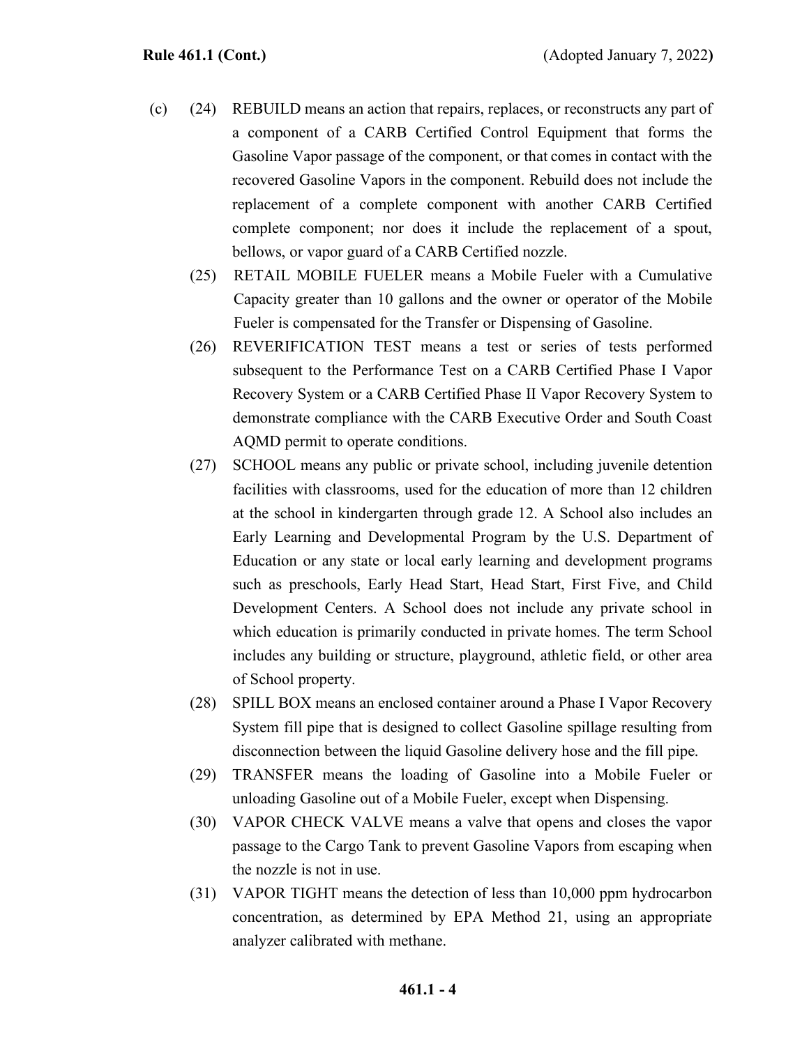(c) (24) REBUILD means an action that repairs, replaces, or reconstructs any part of a component of a CARB Certified Control Equipment that forms the Gasoline Vapor passage of the component, or that comes in contact with the recovered Gasoline Vapors in the component. Rebuild does not include the replacement of a complete component with another CARB Certified complete component; nor does it include the replacement of a spout, bellows, or vapor guard of a CARB Certified nozzle.

(25) RETAIL MOBILE FUELER means a Mobile Fueler with a Cumulative Capacity greater than 10 gallons and the owner or operator of the Mobile Fueler is compensated for the Transfer or Dispensing of Gasoline.

(26) REVERIFICATION TEST means a test or series of tests performed subsequent to the Performance Test on a CARB Certified Phase I Vapor Recovery System or a CARB Certified Phase II Vapor Recovery System to demonstrate compliance with the CARB Executive Order and South Coast AQMD permit to operate conditions.

(27) SCHOOL means any public or private school, including juvenile detention facilities with classrooms, used for the education of more than 12 children at the school in kindergarten through grade 12. A School also includes an Early Learning and Developmental Program by the U.S. Department of Education or any state or local early learning and development programs such as preschools, Early Head Start, Head Start, First Five, and Child Development Centers. A School does not include any private school in which education is primarily conducted in private homes. The term School includes any building or structure, playground, athletic field, or other area of School property.

(28) SPILL BOX means an enclosed container around a Phase I Vapor Recovery System fill pipe that is designed to collect Gasoline spillage resulting from disconnection between the liquid Gasoline delivery hose and the fill pipe.

(29) TRANSFER means the loading of Gasoline into a Mobile Fueler or unloading Gasoline out of a Mobile Fueler, except when Dispensing.

(30) VAPOR CHECK VALVE means a valve that opens and closes the vapor passage to the Cargo Tank to prevent Gasoline Vapors from escaping when the nozzle is not in use.

(31) VAPOR TIGHT means the detection of less than 10,000 ppm hydrocarbon concentration, as determined by EPA Method 21, using an appropriate analyzer calibrated with methane.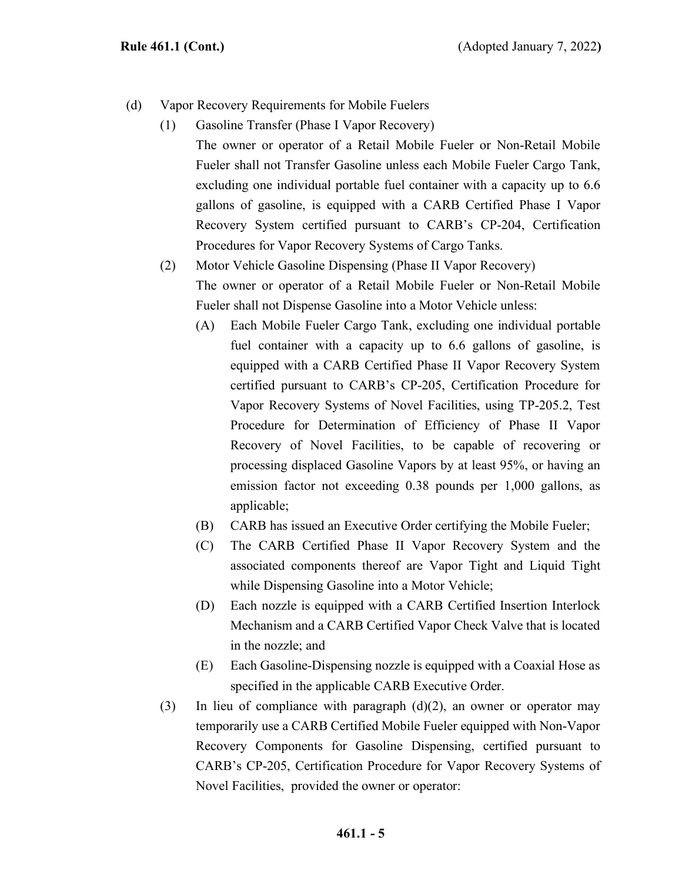(d) Vapor Recovery Requirements for Mobile Fuelers

(1) Gasoline Transfer (Phase I Vapor Recovery)

The owner or operator of a Retail Mobile Fueler or Non-Retail Mobile Fueler shall not Transfer Gasoline unless each Mobile Fueler Cargo Tank, excluding one individual portable fuel container with a capacity up to 6.6 gallons of gasoline, is equipped with a CARB Certified Phase I Vapor Recovery System certified pursuant to CARB's CP-204, Certification Procedures for Vapor Recovery Systems of Cargo Tanks.

(2) Motor Vehicle Gasoline Dispensing (Phase II Vapor Recovery)

The owner or operator of a Retail Mobile Fueler or Non-Retail Mobile Fueler shall not Dispense Gasoline into a Motor Vehicle unless:

(A) Each Mobile Fueler Cargo Tank, excluding one individual portable fuel container with a capacity up to 6.6 gallons of gasoline, is equipped with a CARB Certified Phase II Vapor Recovery System certified pursuant to CARB's CP-205, Certification Procedure for Vapor Recovery Systems of Novel Facilities, using TP-205.2, Test Procedure for Determination of Efficiency of Phase II Vapor Recovery of Novel Facilities, to be capable of recovering or processing displaced Gasoline Vapors by at least 95%, or having an emission factor not exceeding 0.38 pounds per 1,000 gallons, as applicable;

(B) CARB has issued an Executive Order certifying the Mobile Fueler;

(C) The CARB Certified Phase II Vapor Recovery System and the associated components thereof are Vapor Tight and Liquid Tight while Dispensing Gasoline into a Motor Vehicle;

(D) Each nozzle is equipped with a CARB Certified Insertion Interlock Mechanism and a CARB Certified Vapor Check Valve that is located in the nozzle; and

(E) Each Gasoline-Dispensing nozzle is equipped with a Coaxial Hose as specified in the applicable CARB Executive Order.

(3) In lieu of compliance with paragraph (d)(2), an owner or operator may temporarily use a CARB Certified Mobile Fueler equipped with Non-Vapor Recovery Components for Gasoline Dispensing, certified pursuant to CARB's CP-205, Certification Procedure for Vapor Recovery Systems of Novel Facilities, provided the owner or operator: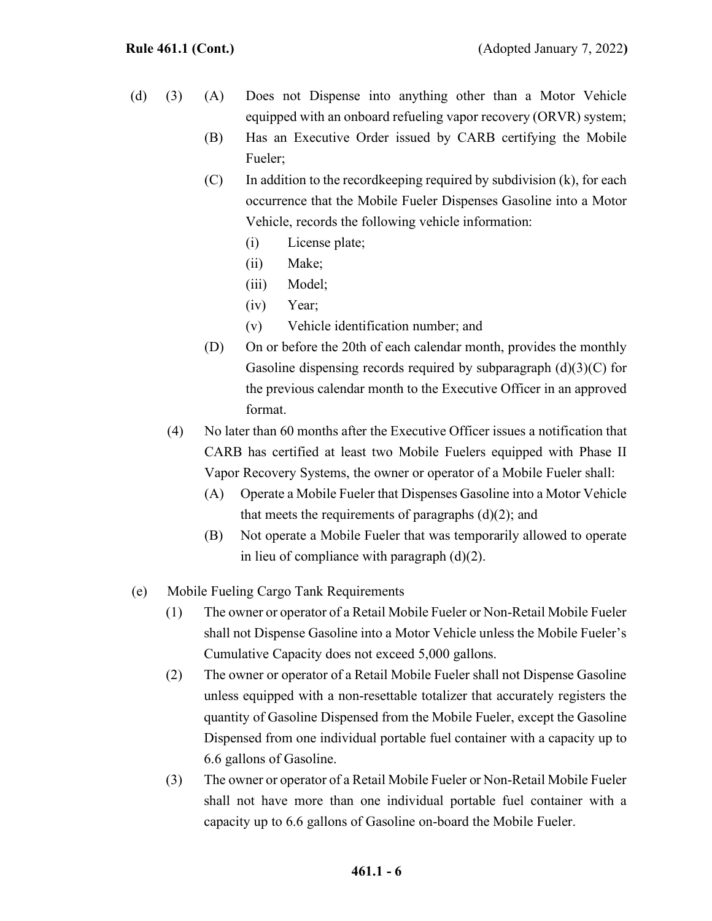(d) (3) (A) Does not Dispense into anything other than a Motor Vehicle equipped with an onboard refueling vapor recovery (ORVR) system;

(B) Has an Executive Order issued by CARB certifying the Mobile Fueler;

(C) In addition to the recordkeeping required by subdivision (k), for each occurrence that the Mobile Fueler Dispenses Gasoline into a Motor Vehicle, records the following vehicle information:

(i) License plate;

(ii) Make;

(iii) Model;

(iv) Year;

(v) Vehicle identification number; and

(D) On or before the 20th of each calendar month, provides the monthly Gasoline dispensing records required by subparagraph (d)(3)(C) for the previous calendar month to the Executive Officer in an approved format.

(4) No later than 60 months after the Executive Officer issues a notification that CARB has certified at least two Mobile Fuelers equipped with Phase II Vapor Recovery Systems, the owner or operator of a Mobile Fueler shall:

(A) Operate a Mobile Fueler that Dispenses Gasoline into a Motor Vehicle that meets the requirements of paragraphs (d)(2); and

(B) Not operate a Mobile Fueler that was temporarily allowed to operate in lieu of compliance with paragraph (d)(2).

(e) Mobile Fueling Cargo Tank Requirements

(1) The owner or operator of a Retail Mobile Fueler or Non-Retail Mobile Fueler shall not Dispense Gasoline into a Motor Vehicle unless the Mobile Fueler's Cumulative Capacity does not exceed 5,000 gallons.

(2) The owner or operator of a Retail Mobile Fueler shall not Dispense Gasoline unless equipped with a non-resettable totalizer that accurately registers the quantity of Gasoline Dispensed from the Mobile Fueler, except the Gasoline Dispensed from one individual portable fuel container with a capacity up to 6.6 gallons of Gasoline.

(3) The owner or operator of a Retail Mobile Fueler or Non-Retail Mobile Fueler shall not have more than one individual portable fuel container with a capacity up to 6.6 gallons of Gasoline on-board the Mobile Fueler.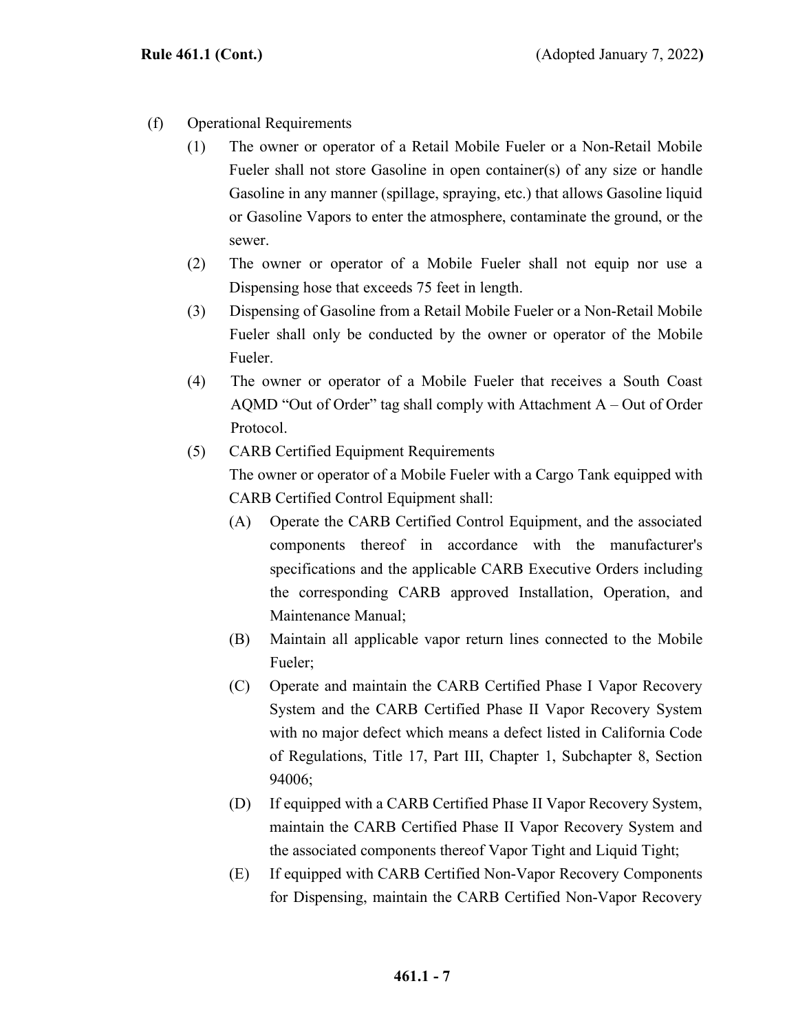(f) Operational Requirements

(1) The owner or operator of a Retail Mobile Fueler or a Non-Retail Mobile Fueler shall not store Gasoline in open container(s) of any size or handle Gasoline in any manner (spillage, spraying, etc.) that allows Gasoline liquid or Gasoline Vapors to enter the atmosphere, contaminate the ground, or the sewer.

(2) The owner or operator of a Mobile Fueler shall not equip nor use a Dispensing hose that exceeds 75 feet in length.

(3) Dispensing of Gasoline from a Retail Mobile Fueler or a Non-Retail Mobile Fueler shall only be conducted by the owner or operator of the Mobile Fueler.

(4) The owner or operator of a Mobile Fueler that receives a South Coast AQMD "Out of Order" tag shall comply with Attachment A – Out of Order Protocol.

(5) CARB Certified Equipment Requirements

The owner or operator of a Mobile Fueler with a Cargo Tank equipped with CARB Certified Control Equipment shall:

(A) Operate the CARB Certified Control Equipment, and the associated components thereof in accordance with the manufacturer's specifications and the applicable CARB Executive Orders including the corresponding CARB approved Installation, Operation, and Maintenance Manual;

(B) Maintain all applicable vapor return lines connected to the Mobile Fueler;

(C) Operate and maintain the CARB Certified Phase I Vapor Recovery System and the CARB Certified Phase II Vapor Recovery System with no major defect which means a defect listed in California Code of Regulations, Title 17, Part III, Chapter 1, Subchapter 8, Section 94006;

(D) If equipped with a CARB Certified Phase II Vapor Recovery System, maintain the CARB Certified Phase II Vapor Recovery System and the associated components thereof Vapor Tight and Liquid Tight;

(E) If equipped with CARB Certified Non-Vapor Recovery Components for Dispensing, maintain the CARB Certified Non-Vapor Recovery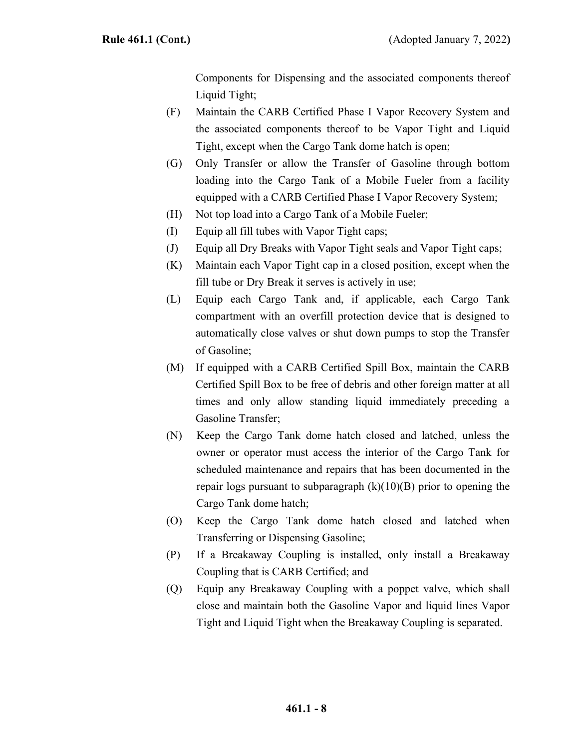Components for Dispensing and the associated components thereof Liquid Tight;

(F) Maintain the CARB Certified Phase I Vapor Recovery System and the associated components thereof to be Vapor Tight and Liquid Tight, except when the Cargo Tank dome hatch is open;

(G) Only Transfer or allow the Transfer of Gasoline through bottom loading into the Cargo Tank of a Mobile Fueler from a facility equipped with a CARB Certified Phase I Vapor Recovery System;

(H) Not top load into a Cargo Tank of a Mobile Fueler;

(I) Equip all fill tubes with Vapor Tight caps;

(J) Equip all Dry Breaks with Vapor Tight seals and Vapor Tight caps;

(K) Maintain each Vapor Tight cap in a closed position, except when the fill tube or Dry Break it serves is actively in use;

(L) Equip each Cargo Tank and, if applicable, each Cargo Tank compartment with an overfill protection device that is designed to automatically close valves or shut down pumps to stop the Transfer of Gasoline;

(M) If equipped with a CARB Certified Spill Box, maintain the CARB Certified Spill Box to be free of debris and other foreign matter at all times and only allow standing liquid immediately preceding a Gasoline Transfer;

(N) Keep the Cargo Tank dome hatch closed and latched, unless the owner or operator must access the interior of the Cargo Tank for scheduled maintenance and repairs that has been documented in the repair logs pursuant to subparagraph (k)(10)(B) prior to opening the Cargo Tank dome hatch;

(O) Keep the Cargo Tank dome hatch closed and latched when Transferring or Dispensing Gasoline;

(P) If a Breakaway Coupling is installed, only install a Breakaway Coupling that is CARB Certified; and

(Q) Equip any Breakaway Coupling with a poppet valve, which shall close and maintain both the Gasoline Vapor and liquid lines Vapor Tight and Liquid Tight when the Breakaway Coupling is separated.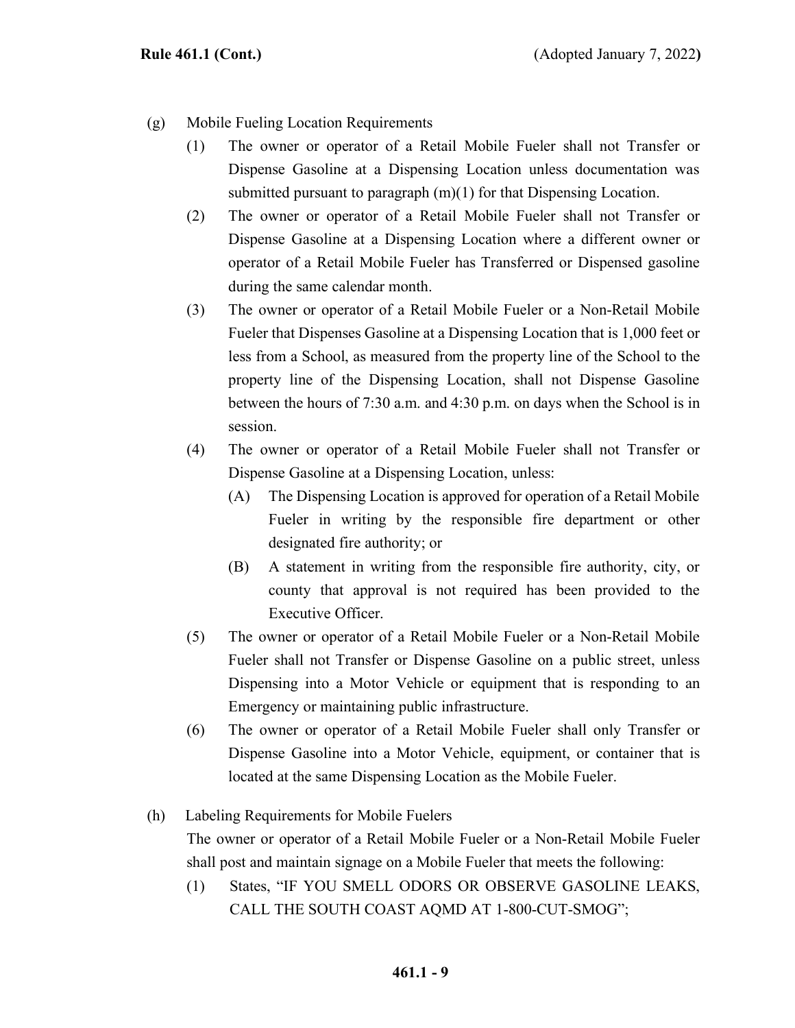(g) Mobile Fueling Location Requirements

(1) The owner or operator of a Retail Mobile Fueler shall not Transfer or Dispense Gasoline at a Dispensing Location unless documentation was submitted pursuant to paragraph (m)(1) for that Dispensing Location.

(2) The owner or operator of a Retail Mobile Fueler shall not Transfer or Dispense Gasoline at a Dispensing Location where a different owner or operator of a Retail Mobile Fueler has Transferred or Dispensed gasoline during the same calendar month.

(3) The owner or operator of a Retail Mobile Fueler or a Non-Retail Mobile Fueler that Dispenses Gasoline at a Dispensing Location that is 1,000 feet or less from a School, as measured from the property line of the School to the property line of the Dispensing Location, shall not Dispense Gasoline between the hours of 7:30 a.m. and 4:30 p.m. on days when the School is in session.

(4) The owner or operator of a Retail Mobile Fueler shall not Transfer or Dispense Gasoline at a Dispensing Location, unless:

(A) The Dispensing Location is approved for operation of a Retail Mobile Fueler in writing by the responsible fire department or other designated fire authority; or

(B) A statement in writing from the responsible fire authority, city, or county that approval is not required has been provided to the Executive Officer.

(5) The owner or operator of a Retail Mobile Fueler or a Non-Retail Mobile Fueler shall not Transfer or Dispense Gasoline on a public street, unless Dispensing into a Motor Vehicle or equipment that is responding to an Emergency or maintaining public infrastructure.

(6) The owner or operator of a Retail Mobile Fueler shall only Transfer or Dispense Gasoline into a Motor Vehicle, equipment, or container that is located at the same Dispensing Location as the Mobile Fueler.

(h) Labeling Requirements for Mobile Fuelers

The owner or operator of a Retail Mobile Fueler or a Non-Retail Mobile Fueler shall post and maintain signage on a Mobile Fueler that meets the following:

(1) States, "IF YOU SMELL ODORS OR OBSERVE GASOLINE LEAKS, CALL THE SOUTH COAST AQMD AT 1-800-CUT-SMOG";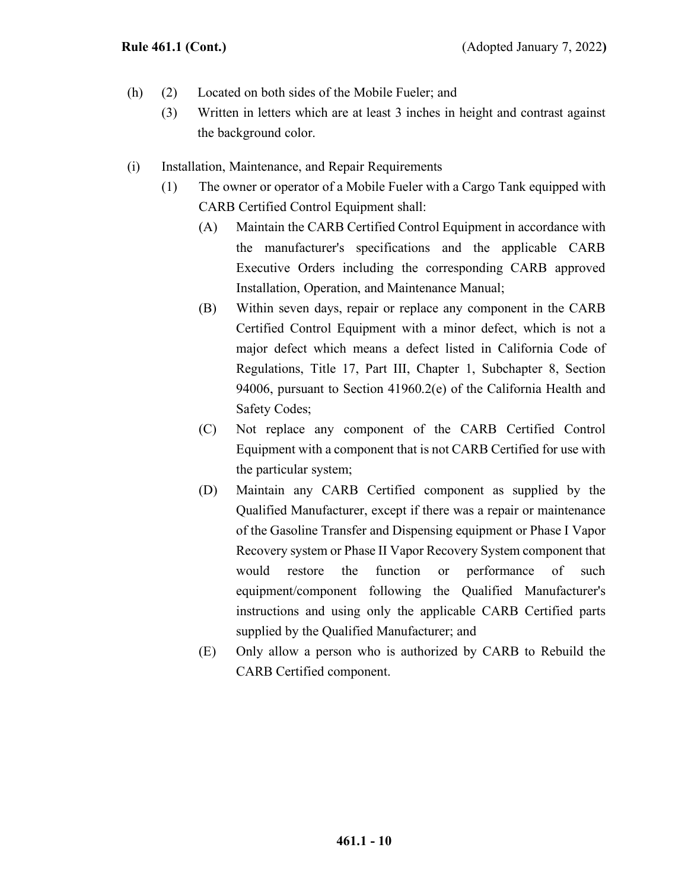(h) (2) Located on both sides of the Mobile Fueler; and

(3) Written in letters which are at least 3 inches in height and contrast against the background color.

(i) Installation, Maintenance, and Repair Requirements

(1) The owner or operator of a Mobile Fueler with a Cargo Tank equipped with CARB Certified Control Equipment shall:

(A) Maintain the CARB Certified Control Equipment in accordance with the manufacturer's specifications and the applicable CARB Executive Orders including the corresponding CARB approved Installation, Operation, and Maintenance Manual;

(B) Within seven days, repair or replace any component in the CARB Certified Control Equipment with a minor defect, which is not a major defect which means a defect listed in California Code of Regulations, Title 17, Part III, Chapter 1, Subchapter 8, Section 94006, pursuant to Section 41960.2(e) of the California Health and Safety Codes;

(C) Not replace any component of the CARB Certified Control Equipment with a component that is not CARB Certified for use with the particular system;

(D) Maintain any CARB Certified component as supplied by the Qualified Manufacturer, except if there was a repair or maintenance of the Gasoline Transfer and Dispensing equipment or Phase I Vapor Recovery system or Phase II Vapor Recovery System component that would restore the function or performance of such equipment/component following the Qualified Manufacturer's instructions and using only the applicable CARB Certified parts supplied by the Qualified Manufacturer; and

(E) Only allow a person who is authorized by CARB to Rebuild the CARB Certified component.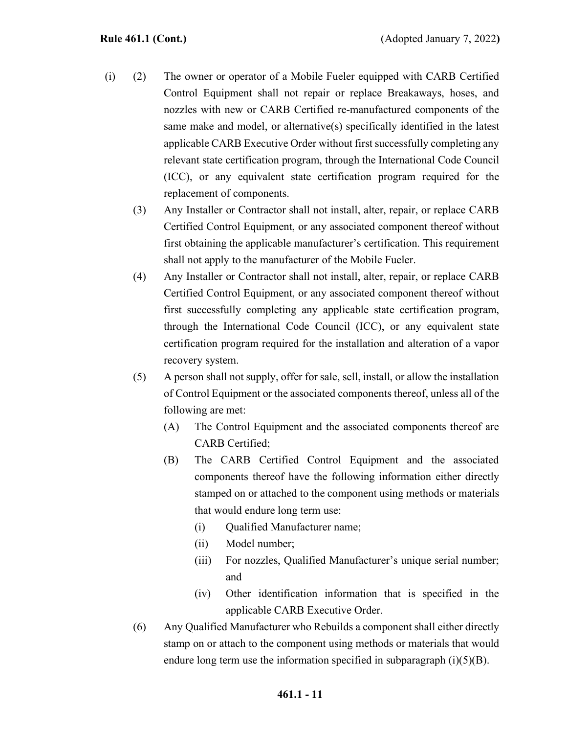(i) (2) The owner or operator of a Mobile Fueler equipped with CARB Certified Control Equipment shall not repair or replace Breakaways, hoses, and nozzles with new or CARB Certified re-manufactured components of the same make and model, or alternative(s) specifically identified in the latest applicable CARB Executive Order without first successfully completing any relevant state certification program, through the International Code Council (ICC), or any equivalent state certification program required for the replacement of components.

(3) Any Installer or Contractor shall not install, alter, repair, or replace CARB Certified Control Equipment, or any associated component thereof without first obtaining the applicable manufacturer's certification. This requirement shall not apply to the manufacturer of the Mobile Fueler.

(4) Any Installer or Contractor shall not install, alter, repair, or replace CARB Certified Control Equipment, or any associated component thereof without first successfully completing any applicable state certification program, through the International Code Council (ICC), or any equivalent state certification program required for the installation and alteration of a vapor recovery system.

(5) A person shall not supply, offer for sale, sell, install, or allow the installation of Control Equipment or the associated components thereof, unless all of the following are met:

- (A) The Control Equipment and the associated components thereof are CARB Certified;
- (B) The CARB Certified Control Equipment and the associated components thereof have the following information either directly stamped on or attached to the component using methods or materials that would endure long term use:
  - (i) Qualified Manufacturer name;
  - (ii) Model number;
  - (iii) For nozzles, Qualified Manufacturer's unique serial number; and
  - (iv) Other identification information that is specified in the applicable CARB Executive Order.

(6) Any Qualified Manufacturer who Rebuilds a component shall either directly stamp on or attach to the component using methods or materials that would endure long term use the information specified in subparagraph (i)(5)(B).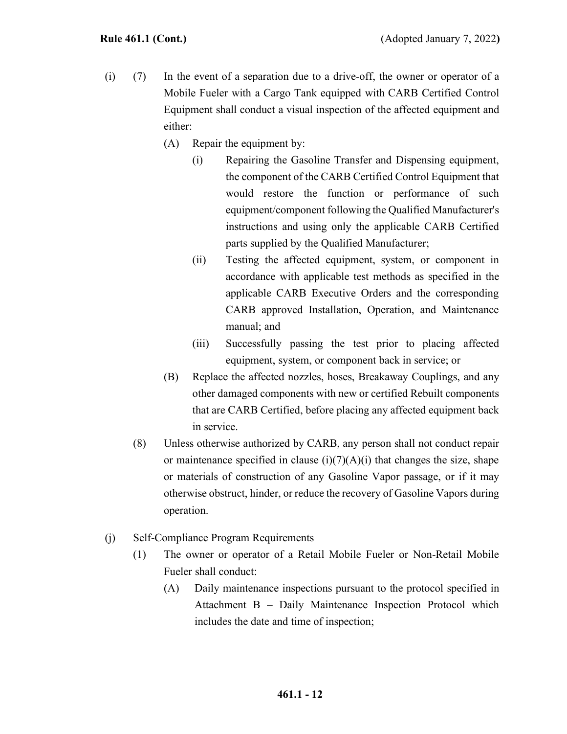(i) (7) In the event of a separation due to a drive-off, the owner or operator of a Mobile Fueler with a Cargo Tank equipped with CARB Certified Control Equipment shall conduct a visual inspection of the affected equipment and either:

(A) Repair the equipment by:

(i) Repairing the Gasoline Transfer and Dispensing equipment, the component of the CARB Certified Control Equipment that would restore the function or performance of such equipment/component following the Qualified Manufacturer's instructions and using only the applicable CARB Certified parts supplied by the Qualified Manufacturer;

(ii) Testing the affected equipment, system, or component in accordance with applicable test methods as specified in the applicable CARB Executive Orders and the corresponding CARB approved Installation, Operation, and Maintenance manual; and

(iii) Successfully passing the test prior to placing affected equipment, system, or component back in service; or

(B) Replace the affected nozzles, hoses, Breakaway Couplings, and any other damaged components with new or certified Rebuilt components that are CARB Certified, before placing any affected equipment back in service.

(8) Unless otherwise authorized by CARB, any person shall not conduct repair or maintenance specified in clause (i)(7)(A)(i) that changes the size, shape or materials of construction of any Gasoline Vapor passage, or if it may otherwise obstruct, hinder, or reduce the recovery of Gasoline Vapors during operation.

(j) Self-Compliance Program Requirements

(1) The owner or operator of a Retail Mobile Fueler or Non-Retail Mobile Fueler shall conduct:

(A) Daily maintenance inspections pursuant to the protocol specified in Attachment B – Daily Maintenance Inspection Protocol which includes the date and time of inspection;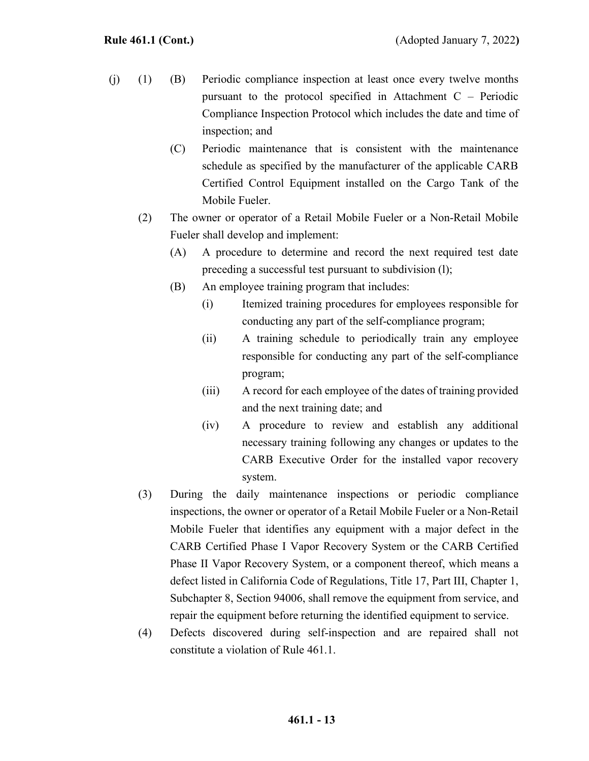(j) (1) (B) Periodic compliance inspection at least once every twelve months pursuant to the protocol specified in Attachment C – Periodic Compliance Inspection Protocol which includes the date and time of inspection; and

(C) Periodic maintenance that is consistent with the maintenance schedule as specified by the manufacturer of the applicable CARB Certified Control Equipment installed on the Cargo Tank of the Mobile Fueler.

(2) The owner or operator of a Retail Mobile Fueler or a Non-Retail Mobile Fueler shall develop and implement:

(A) A procedure to determine and record the next required test date preceding a successful test pursuant to subdivision (l);

(B) An employee training program that includes:

(i) Itemized training procedures for employees responsible for conducting any part of the self-compliance program;

(ii) A training schedule to periodically train any employee responsible for conducting any part of the self-compliance program;

(iii) A record for each employee of the dates of training provided and the next training date; and

(iv) A procedure to review and establish any additional necessary training following any changes or updates to the CARB Executive Order for the installed vapor recovery system.

(3) During the daily maintenance inspections or periodic compliance inspections, the owner or operator of a Retail Mobile Fueler or a Non-Retail Mobile Fueler that identifies any equipment with a major defect in the CARB Certified Phase I Vapor Recovery System or the CARB Certified Phase II Vapor Recovery System, or a component thereof, which means a defect listed in California Code of Regulations, Title 17, Part III, Chapter 1, Subchapter 8, Section 94006, shall remove the equipment from service, and repair the equipment before returning the identified equipment to service.

(4) Defects discovered during self-inspection and are repaired shall not constitute a violation of Rule 461.1.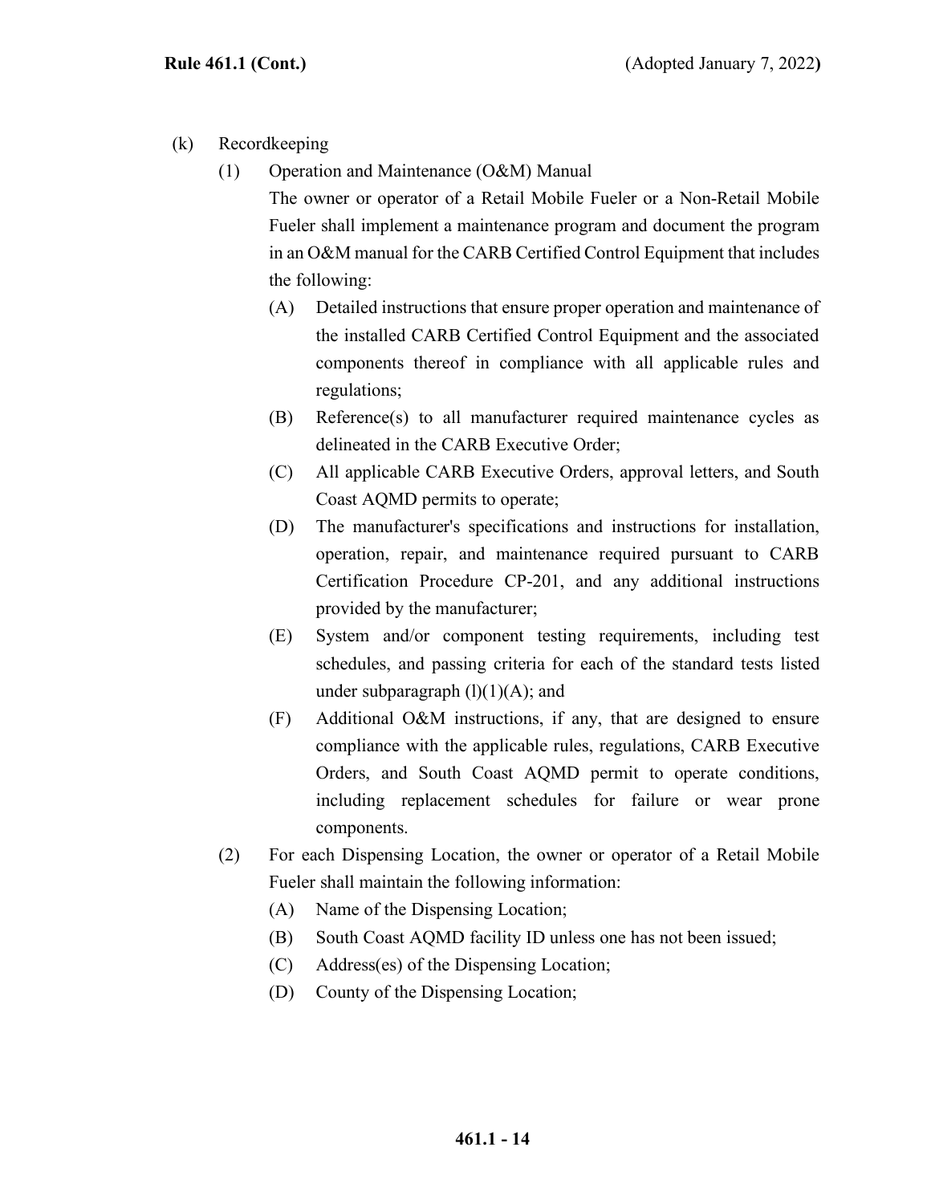(k) Recordkeeping

(1) Operation and Maintenance (O&M) Manual

The owner or operator of a Retail Mobile Fueler or a Non-Retail Mobile Fueler shall implement a maintenance program and document the program in an O&M manual for the CARB Certified Control Equipment that includes the following:

(A) Detailed instructions that ensure proper operation and maintenance of the installed CARB Certified Control Equipment and the associated components thereof in compliance with all applicable rules and regulations;

(B) Reference(s) to all manufacturer required maintenance cycles as delineated in the CARB Executive Order;

(C) All applicable CARB Executive Orders, approval letters, and South Coast AQMD permits to operate;

(D) The manufacturer's specifications and instructions for installation, operation, repair, and maintenance required pursuant to CARB Certification Procedure CP-201, and any additional instructions provided by the manufacturer;

(E) System and/or component testing requirements, including test schedules, and passing criteria for each of the standard tests listed under subparagraph (l)(1)(A); and

(F) Additional O&M instructions, if any, that are designed to ensure compliance with the applicable rules, regulations, CARB Executive Orders, and South Coast AQMD permit to operate conditions, including replacement schedules for failure or wear prone components.

(2) For each Dispensing Location, the owner or operator of a Retail Mobile Fueler shall maintain the following information:

(A) Name of the Dispensing Location;

(B) South Coast AQMD facility ID unless one has not been issued;

(C) Address(es) of the Dispensing Location;

(D) County of the Dispensing Location;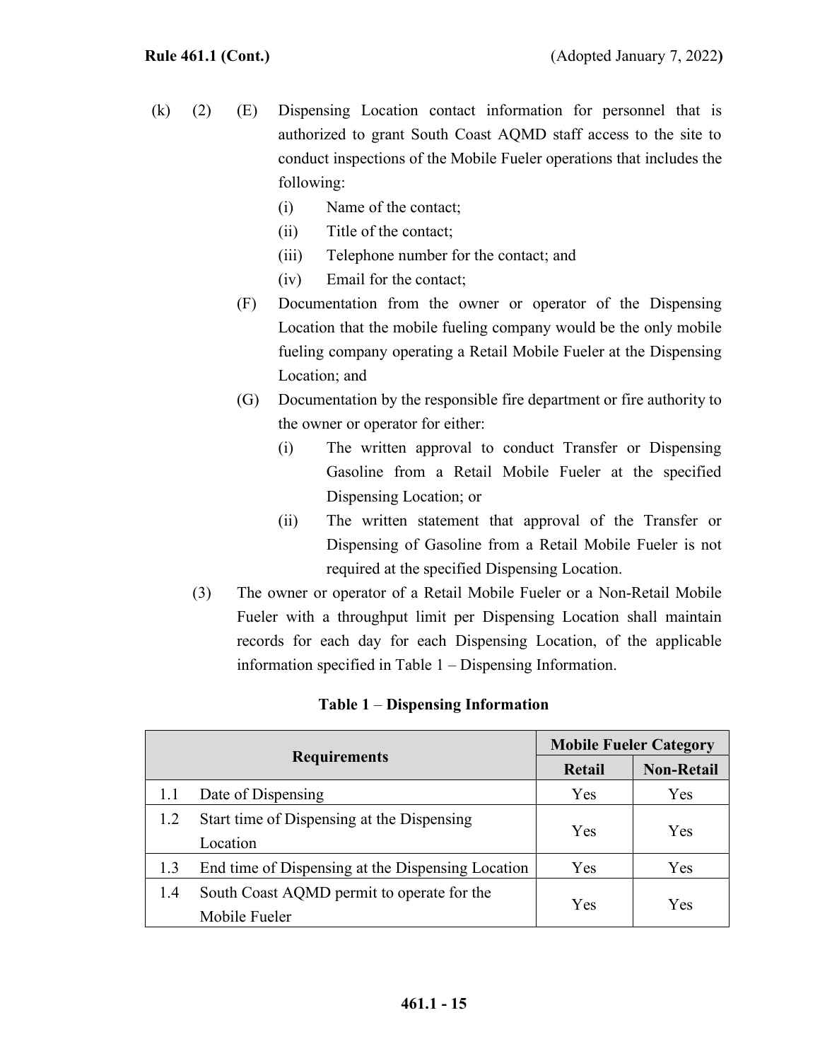(k) (2) (E) Dispensing Location contact information for personnel that is authorized to grant South Coast AQMD staff access to the site to conduct inspections of the Mobile Fueler operations that includes the following:

(i) Name of the contact;

(ii) Title of the contact;

(iii) Telephone number for the contact; and

(iv) Email for the contact;

(F) Documentation from the owner or operator of the Dispensing Location that the mobile fueling company would be the only mobile fueling company operating a Retail Mobile Fueler at the Dispensing Location; and

(G) Documentation by the responsible fire department or fire authority to the owner or operator for either:

(i) The written approval to conduct Transfer or Dispensing Gasoline from a Retail Mobile Fueler at the specified Dispensing Location; or

(ii) The written statement that approval of the Transfer or Dispensing of Gasoline from a Retail Mobile Fueler is not required at the specified Dispensing Location.

(3) The owner or operator of a Retail Mobile Fueler or a Non-Retail Mobile Fueler with a throughput limit per Dispensing Location shall maintain records for each day for each Dispensing Location, of the applicable information specified in Table 1 – Dispensing Information.

**Table 1 – Dispensing Information**

| Requirements | | Mobile Fueler Category | |
|---|---|---|---|
| | | Retail | Non-Retail |
| 1.1 | Date of Dispensing | Yes | Yes |
| 1.2 | Start time of Dispensing at the Dispensing Location | Yes | Yes |
| 1.3 | End time of Dispensing at the Dispensing Location | Yes | Yes |
| 1.4 | South Coast AQMD permit to operate for the Mobile Fueler | Yes | Yes |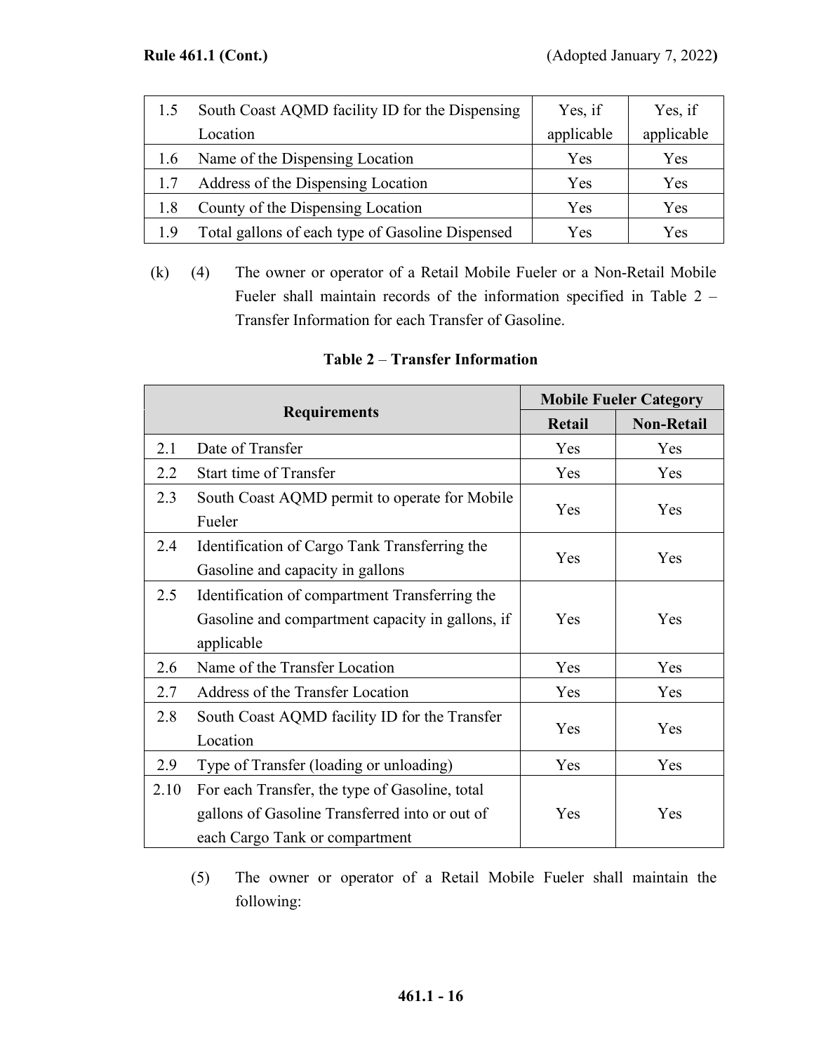| | | | |
|---|---|---|---|
| 1.5 | South Coast AQMD facility ID for the Dispensing Location | Yes, if applicable | Yes, if applicable |
| 1.6 | Name of the Dispensing Location | Yes | Yes |
| 1.7 | Address of the Dispensing Location | Yes | Yes |
| 1.8 | County of the Dispensing Location | Yes | Yes |
| 1.9 | Total gallons of each type of Gasoline Dispensed | Yes | Yes |

(k) (4) The owner or operator of a Retail Mobile Fueler or a Non-Retail Mobile Fueler shall maintain records of the information specified in Table 2 – Transfer Information for each Transfer of Gasoline.

**Table 2 – Transfer Information**

| Requirements | | Mobile Fueler Category | |
|---|---|---|---|
| | | **Retail** | **Non-Retail** |
| 2.1 | Date of Transfer | Yes | Yes |
| 2.2 | Start time of Transfer | Yes | Yes |
| 2.3 | South Coast AQMD permit to operate for Mobile Fueler | Yes | Yes |
| 2.4 | Identification of Cargo Tank Transferring the Gasoline and capacity in gallons | Yes | Yes |
| 2.5 | Identification of compartment Transferring the Gasoline and compartment capacity in gallons, if applicable | Yes | Yes |
| 2.6 | Name of the Transfer Location | Yes | Yes |
| 2.7 | Address of the Transfer Location | Yes | Yes |
| 2.8 | South Coast AQMD facility ID for the Transfer Location | Yes | Yes |
| 2.9 | Type of Transfer (loading or unloading) | Yes | Yes |
| 2.10 | For each Transfer, the type of Gasoline, total gallons of Gasoline Transferred into or out of each Cargo Tank or compartment | Yes | Yes |

(5) The owner or operator of a Retail Mobile Fueler shall maintain the following: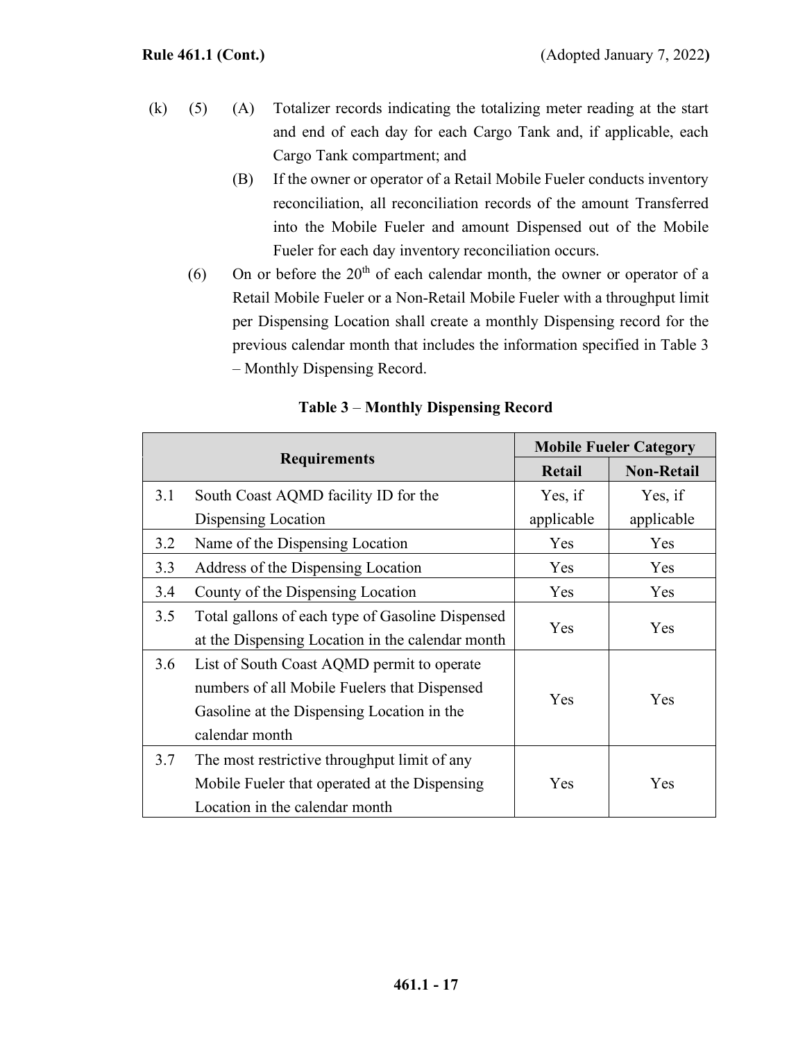(k) (5) (A) Totalizer records indicating the totalizing meter reading at the start and end of each day for each Cargo Tank and, if applicable, each Cargo Tank compartment; and

(B) If the owner or operator of a Retail Mobile Fueler conducts inventory reconciliation, all reconciliation records of the amount Transferred into the Mobile Fueler and amount Dispensed out of the Mobile Fueler for each day inventory reconciliation occurs.

(6) On or before the 20th of each calendar month, the owner or operator of a Retail Mobile Fueler or a Non-Retail Mobile Fueler with a throughput limit per Dispensing Location shall create a monthly Dispensing record for the previous calendar month that includes the information specified in Table 3 – Monthly Dispensing Record.

**Table 3** – **Monthly Dispensing Record**

| Requirements | | Mobile Fueler Category | |
|---|---|---|---|
| | | **Retail** | **Non-Retail** |
| 3.1 | South Coast AQMD facility ID for the Dispensing Location | Yes, if applicable | Yes, if applicable |
| 3.2 | Name of the Dispensing Location | Yes | Yes |
| 3.3 | Address of the Dispensing Location | Yes | Yes |
| 3.4 | County of the Dispensing Location | Yes | Yes |
| 3.5 | Total gallons of each type of Gasoline Dispensed at the Dispensing Location in the calendar month | Yes | Yes |
| 3.6 | List of South Coast AQMD permit to operate numbers of all Mobile Fuelers that Dispensed Gasoline at the Dispensing Location in the calendar month | Yes | Yes |
| 3.7 | The most restrictive throughput limit of any Mobile Fueler that operated at the Dispensing Location in the calendar month | Yes | Yes |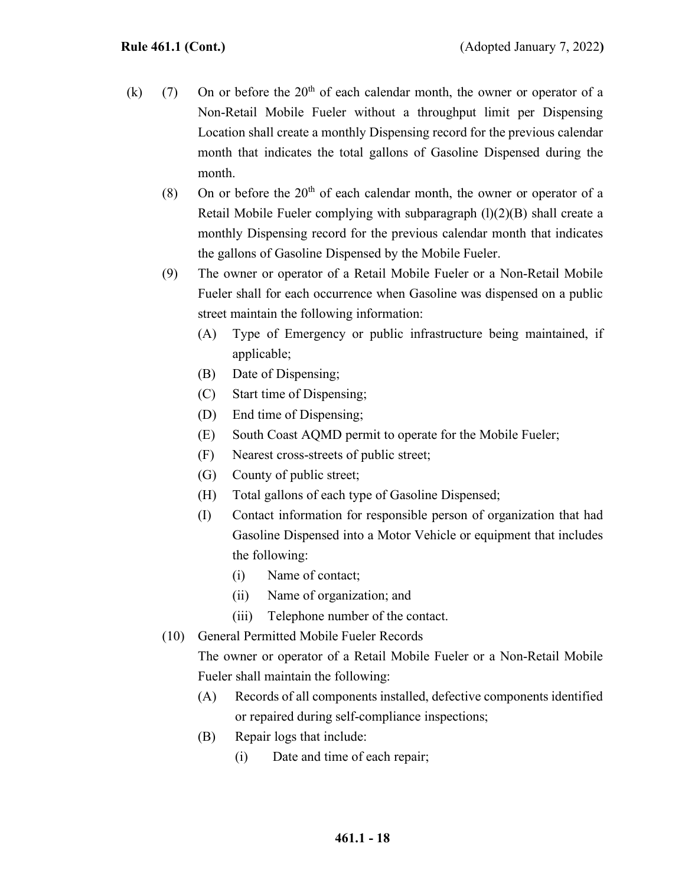(k) (7) On or before the 20th of each calendar month, the owner or operator of a Non-Retail Mobile Fueler without a throughput limit per Dispensing Location shall create a monthly Dispensing record for the previous calendar month that indicates the total gallons of Gasoline Dispensed during the month.

(8) On or before the 20th of each calendar month, the owner or operator of a Retail Mobile Fueler complying with subparagraph (l)(2)(B) shall create a monthly Dispensing record for the previous calendar month that indicates the gallons of Gasoline Dispensed by the Mobile Fueler.

(9) The owner or operator of a Retail Mobile Fueler or a Non-Retail Mobile Fueler shall for each occurrence when Gasoline was dispensed on a public street maintain the following information:

(A) Type of Emergency or public infrastructure being maintained, if applicable;

(B) Date of Dispensing;

(C) Start time of Dispensing;

(D) End time of Dispensing;

(E) South Coast AQMD permit to operate for the Mobile Fueler;

(F) Nearest cross-streets of public street;

(G) County of public street;

(H) Total gallons of each type of Gasoline Dispensed;

(I) Contact information for responsible person of organization that had Gasoline Dispensed into a Motor Vehicle or equipment that includes the following:

(i) Name of contact;

(ii) Name of organization; and

(iii) Telephone number of the contact.

(10) General Permitted Mobile Fueler Records

The owner or operator of a Retail Mobile Fueler or a Non-Retail Mobile Fueler shall maintain the following:

(A) Records of all components installed, defective components identified or repaired during self-compliance inspections;

(B) Repair logs that include:

(i) Date and time of each repair;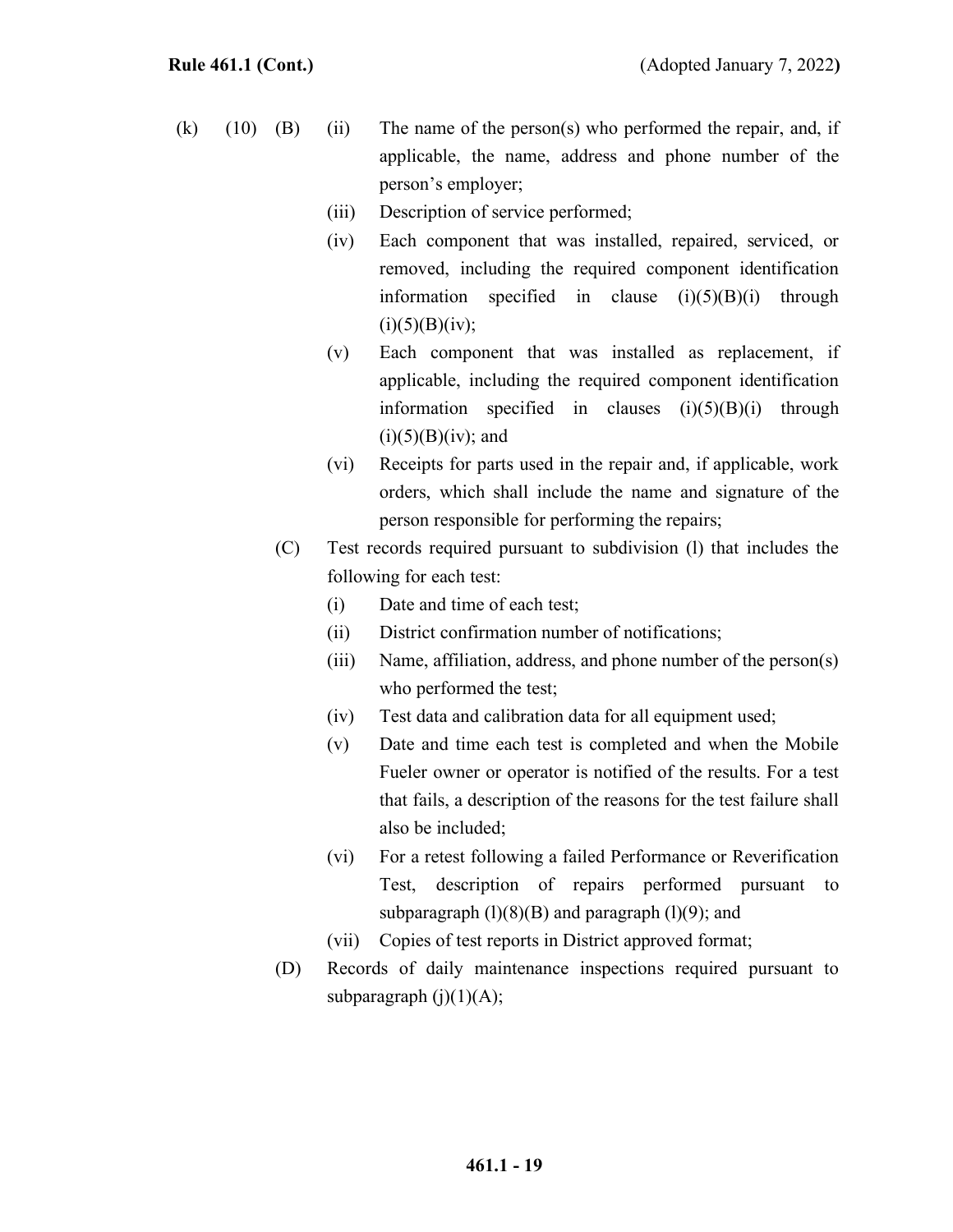(k) (10) (B) (ii) The name of the person(s) who performed the repair, and, if applicable, the name, address and phone number of the person's employer;

(iii) Description of service performed;

(iv) Each component that was installed, repaired, serviced, or removed, including the required component identification information specified in clause (i)(5)(B)(i) through (i)(5)(B)(iv);

(v) Each component that was installed as replacement, if applicable, including the required component identification information specified in clauses (i)(5)(B)(i) through (i)(5)(B)(iv); and

(vi) Receipts for parts used in the repair and, if applicable, work orders, which shall include the name and signature of the person responsible for performing the repairs;

(C) Test records required pursuant to subdivision (l) that includes the following for each test:

(i) Date and time of each test;

(ii) District confirmation number of notifications;

(iii) Name, affiliation, address, and phone number of the person(s) who performed the test;

(iv) Test data and calibration data for all equipment used;

(v) Date and time each test is completed and when the Mobile Fueler owner or operator is notified of the results. For a test that fails, a description of the reasons for the test failure shall also be included;

(vi) For a retest following a failed Performance or Reverification Test, description of repairs performed pursuant to subparagraph (l)(8)(B) and paragraph (l)(9); and

(vii) Copies of test reports in District approved format;

(D) Records of daily maintenance inspections required pursuant to subparagraph (j)(1)(A);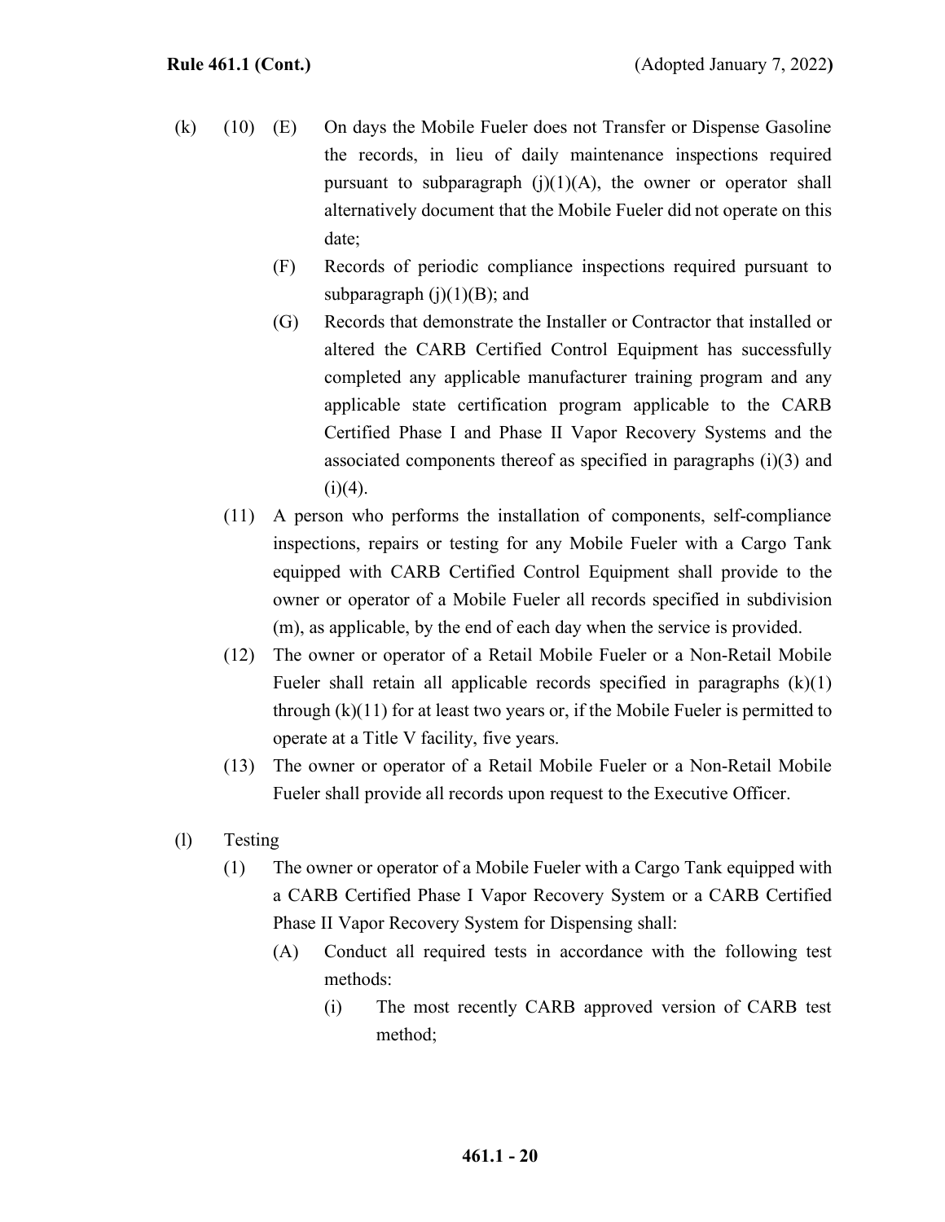(k) (10) (E) On days the Mobile Fueler does not Transfer or Dispense Gasoline the records, in lieu of daily maintenance inspections required pursuant to subparagraph (j)(1)(A), the owner or operator shall alternatively document that the Mobile Fueler did not operate on this date;

(F) Records of periodic compliance inspections required pursuant to subparagraph (j)(1)(B); and

(G) Records that demonstrate the Installer or Contractor that installed or altered the CARB Certified Control Equipment has successfully completed any applicable manufacturer training program and any applicable state certification program applicable to the CARB Certified Phase I and Phase II Vapor Recovery Systems and the associated components thereof as specified in paragraphs (i)(3) and (i)(4).

(11) A person who performs the installation of components, self-compliance inspections, repairs or testing for any Mobile Fueler with a Cargo Tank equipped with CARB Certified Control Equipment shall provide to the owner or operator of a Mobile Fueler all records specified in subdivision (m), as applicable, by the end of each day when the service is provided.

(12) The owner or operator of a Retail Mobile Fueler or a Non-Retail Mobile Fueler shall retain all applicable records specified in paragraphs (k)(1) through (k)(11) for at least two years or, if the Mobile Fueler is permitted to operate at a Title V facility, five years.

(13) The owner or operator of a Retail Mobile Fueler or a Non-Retail Mobile Fueler shall provide all records upon request to the Executive Officer.

(l) Testing

(1) The owner or operator of a Mobile Fueler with a Cargo Tank equipped with a CARB Certified Phase I Vapor Recovery System or a CARB Certified Phase II Vapor Recovery System for Dispensing shall:

(A) Conduct all required tests in accordance with the following test methods:

(i) The most recently CARB approved version of CARB test method;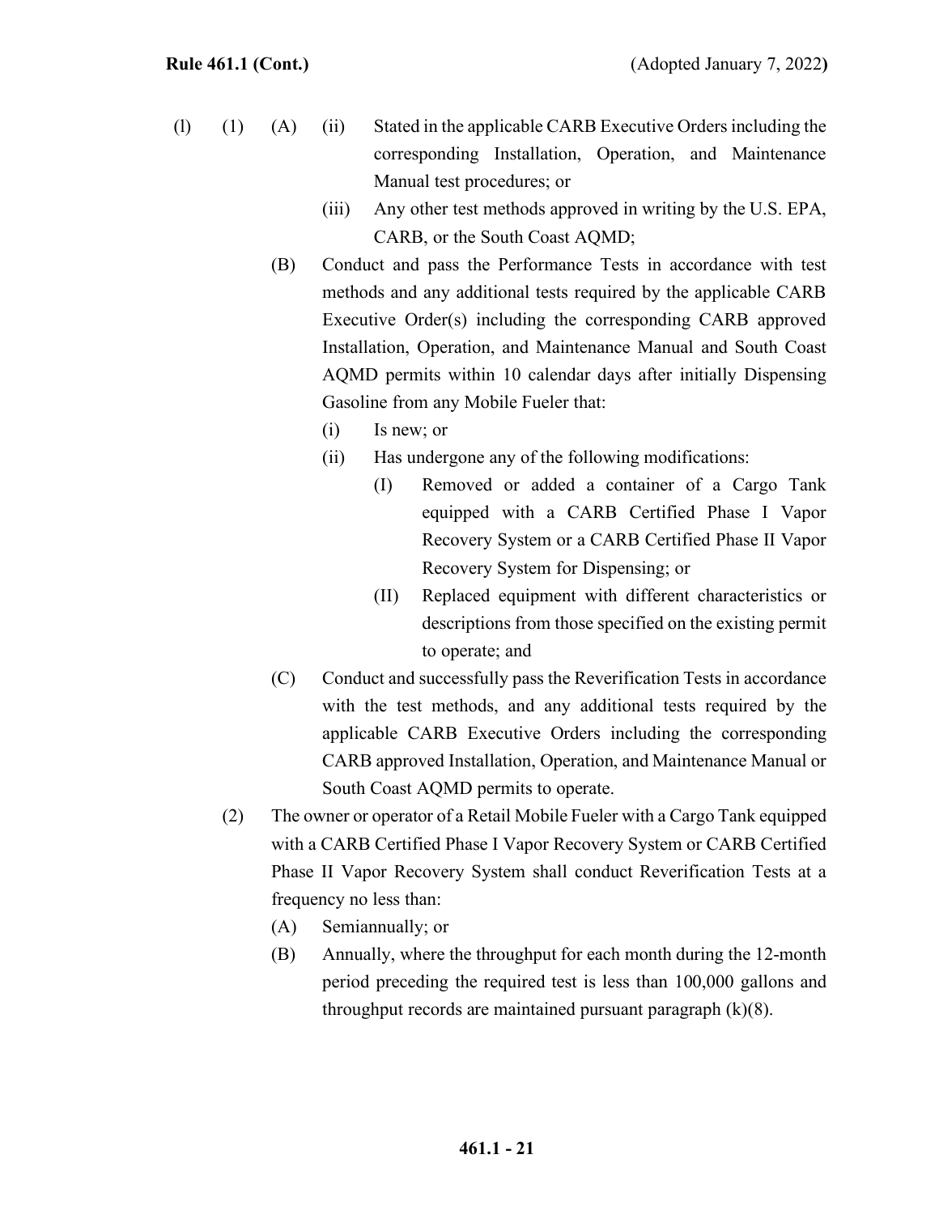(l) (1) (A) (ii) Stated in the applicable CARB Executive Orders including the corresponding Installation, Operation, and Maintenance Manual test procedures; or

(iii) Any other test methods approved in writing by the U.S. EPA, CARB, or the South Coast AQMD;

(B) Conduct and pass the Performance Tests in accordance with test methods and any additional tests required by the applicable CARB Executive Order(s) including the corresponding CARB approved Installation, Operation, and Maintenance Manual and South Coast AQMD permits within 10 calendar days after initially Dispensing Gasoline from any Mobile Fueler that:

(i) Is new; or

(ii) Has undergone any of the following modifications:

(I) Removed or added a container of a Cargo Tank equipped with a CARB Certified Phase I Vapor Recovery System or a CARB Certified Phase II Vapor Recovery System for Dispensing; or

(II) Replaced equipment with different characteristics or descriptions from those specified on the existing permit to operate; and

(C) Conduct and successfully pass the Reverification Tests in accordance with the test methods, and any additional tests required by the applicable CARB Executive Orders including the corresponding CARB approved Installation, Operation, and Maintenance Manual or South Coast AQMD permits to operate.

(2) The owner or operator of a Retail Mobile Fueler with a Cargo Tank equipped with a CARB Certified Phase I Vapor Recovery System or CARB Certified Phase II Vapor Recovery System shall conduct Reverification Tests at a frequency no less than:

(A) Semiannually; or

(B) Annually, where the throughput for each month during the 12-month period preceding the required test is less than 100,000 gallons and throughput records are maintained pursuant paragraph (k)(8).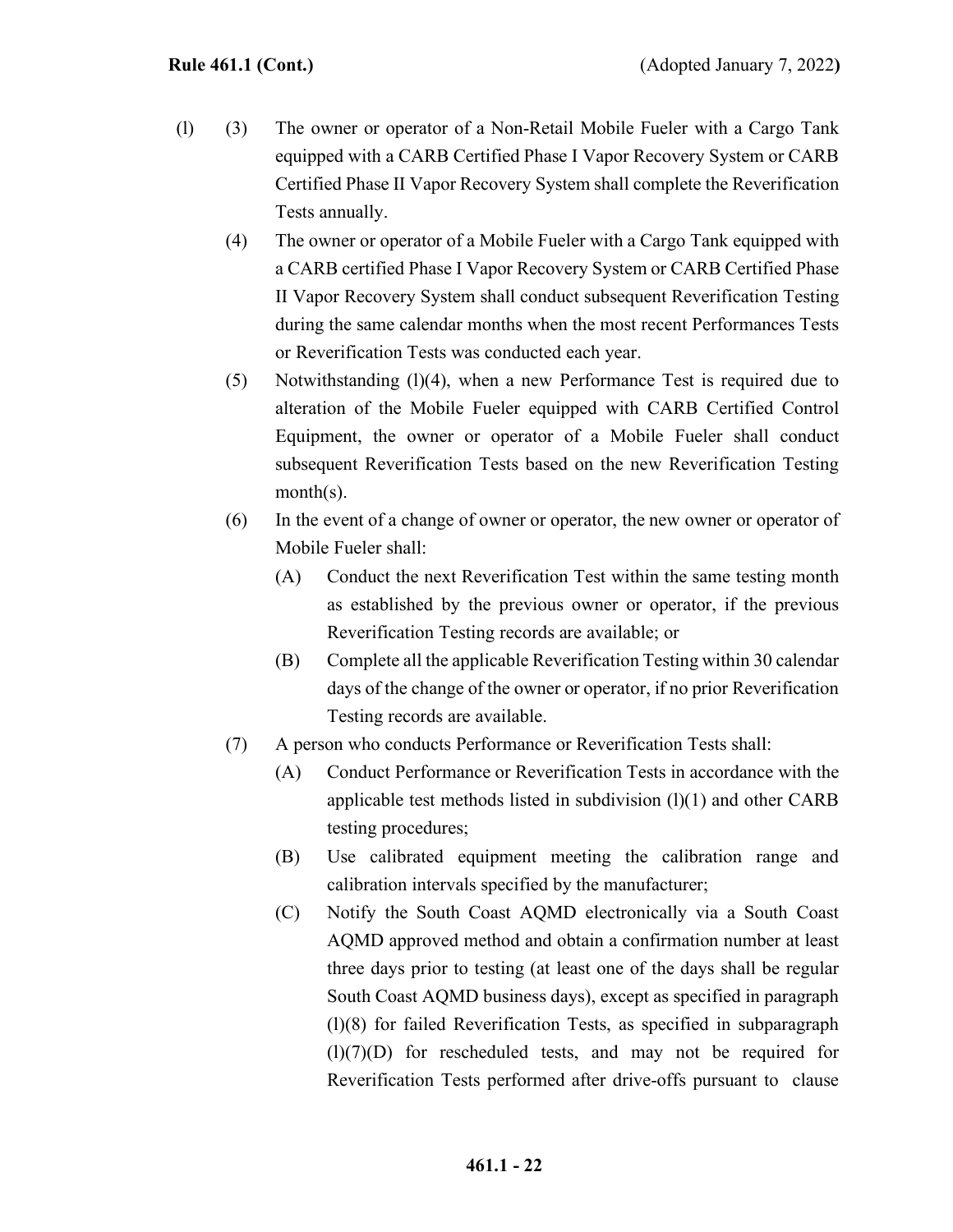(l) (3) The owner or operator of a Non-Retail Mobile Fueler with a Cargo Tank equipped with a CARB Certified Phase I Vapor Recovery System or CARB Certified Phase II Vapor Recovery System shall complete the Reverification Tests annually.

(4) The owner or operator of a Mobile Fueler with a Cargo Tank equipped with a CARB certified Phase I Vapor Recovery System or CARB Certified Phase II Vapor Recovery System shall conduct subsequent Reverification Testing during the same calendar months when the most recent Performances Tests or Reverification Tests was conducted each year.

(5) Notwithstanding (l)(4), when a new Performance Test is required due to alteration of the Mobile Fueler equipped with CARB Certified Control Equipment, the owner or operator of a Mobile Fueler shall conduct subsequent Reverification Tests based on the new Reverification Testing month(s).

(6) In the event of a change of owner or operator, the new owner or operator of Mobile Fueler shall:

(A) Conduct the next Reverification Test within the same testing month as established by the previous owner or operator, if the previous Reverification Testing records are available; or

(B) Complete all the applicable Reverification Testing within 30 calendar days of the change of the owner or operator, if no prior Reverification Testing records are available.

(7) A person who conducts Performance or Reverification Tests shall:

(A) Conduct Performance or Reverification Tests in accordance with the applicable test methods listed in subdivision (l)(1) and other CARB testing procedures;

(B) Use calibrated equipment meeting the calibration range and calibration intervals specified by the manufacturer;

(C) Notify the South Coast AQMD electronically via a South Coast AQMD approved method and obtain a confirmation number at least three days prior to testing (at least one of the days shall be regular South Coast AQMD business days), except as specified in paragraph (l)(8) for failed Reverification Tests, as specified in subparagraph (l)(7)(D) for rescheduled tests, and may not be required for Reverification Tests performed after drive-offs pursuant to clause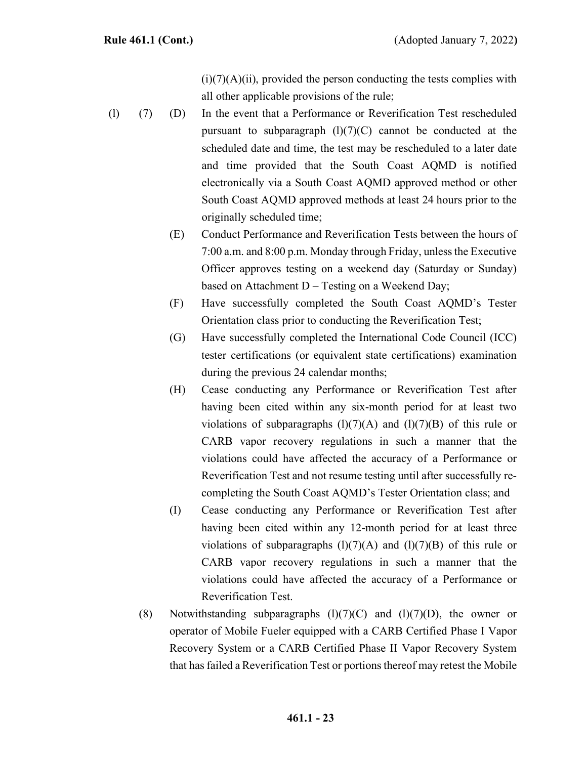(i)(7)(A)(ii), provided the person conducting the tests complies with all other applicable provisions of the rule;

(l) (7) (D) In the event that a Performance or Reverification Test rescheduled pursuant to subparagraph (l)(7)(C) cannot be conducted at the scheduled date and time, the test may be rescheduled to a later date and time provided that the South Coast AQMD is notified electronically via a South Coast AQMD approved method or other South Coast AQMD approved methods at least 24 hours prior to the originally scheduled time;

(E) Conduct Performance and Reverification Tests between the hours of 7:00 a.m. and 8:00 p.m. Monday through Friday, unless the Executive Officer approves testing on a weekend day (Saturday or Sunday) based on Attachment D – Testing on a Weekend Day;

(F) Have successfully completed the South Coast AQMD's Tester Orientation class prior to conducting the Reverification Test;

(G) Have successfully completed the International Code Council (ICC) tester certifications (or equivalent state certifications) examination during the previous 24 calendar months;

(H) Cease conducting any Performance or Reverification Test after having been cited within any six-month period for at least two violations of subparagraphs (l)(7)(A) and (l)(7)(B) of this rule or CARB vapor recovery regulations in such a manner that the violations could have affected the accuracy of a Performance or Reverification Test and not resume testing until after successfully re-completing the South Coast AQMD's Tester Orientation class; and

(I) Cease conducting any Performance or Reverification Test after having been cited within any 12-month period for at least three violations of subparagraphs (l)(7)(A) and (l)(7)(B) of this rule or CARB vapor recovery regulations in such a manner that the violations could have affected the accuracy of a Performance or Reverification Test.

(8) Notwithstanding subparagraphs (l)(7)(C) and (l)(7)(D), the owner or operator of Mobile Fueler equipped with a CARB Certified Phase I Vapor Recovery System or a CARB Certified Phase II Vapor Recovery System that has failed a Reverification Test or portions thereof may retest the Mobile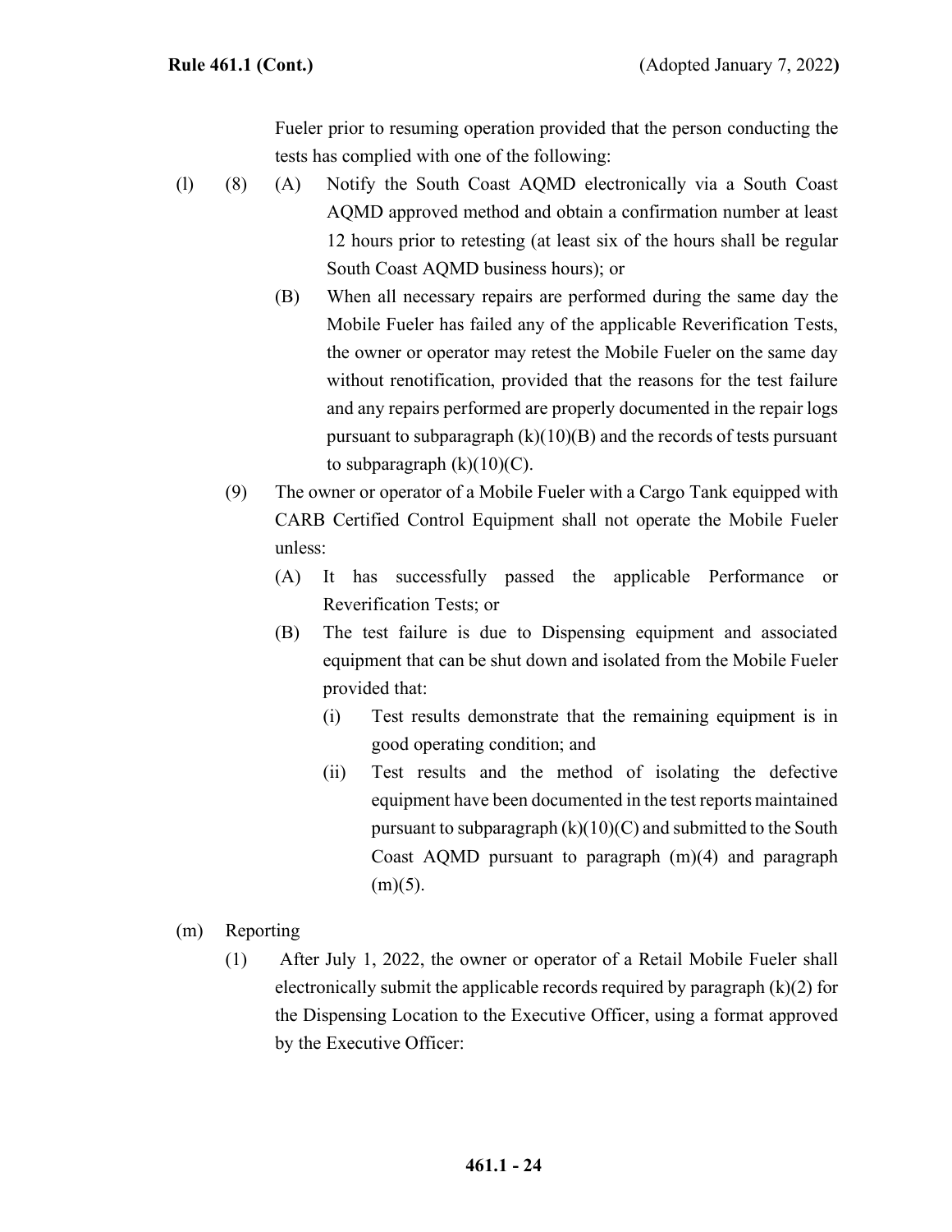Fueler prior to resuming operation provided that the person conducting the tests has complied with one of the following:

(l) (8) (A) Notify the South Coast AQMD electronically via a South Coast AQMD approved method and obtain a confirmation number at least 12 hours prior to retesting (at least six of the hours shall be regular South Coast AQMD business hours); or

(B) When all necessary repairs are performed during the same day the Mobile Fueler has failed any of the applicable Reverification Tests, the owner or operator may retest the Mobile Fueler on the same day without renotification, provided that the reasons for the test failure and any repairs performed are properly documented in the repair logs pursuant to subparagraph (k)(10)(B) and the records of tests pursuant to subparagraph (k)(10)(C).

(9) The owner or operator of a Mobile Fueler with a Cargo Tank equipped with CARB Certified Control Equipment shall not operate the Mobile Fueler unless:

(A) It has successfully passed the applicable Performance or Reverification Tests; or

(B) The test failure is due to Dispensing equipment and associated equipment that can be shut down and isolated from the Mobile Fueler provided that:

(i) Test results demonstrate that the remaining equipment is in good operating condition; and

(ii) Test results and the method of isolating the defective equipment have been documented in the test reports maintained pursuant to subparagraph (k)(10)(C) and submitted to the South Coast AQMD pursuant to paragraph (m)(4) and paragraph (m)(5).

(m) Reporting

(1) After July 1, 2022, the owner or operator of a Retail Mobile Fueler shall electronically submit the applicable records required by paragraph (k)(2) for the Dispensing Location to the Executive Officer, using a format approved by the Executive Officer: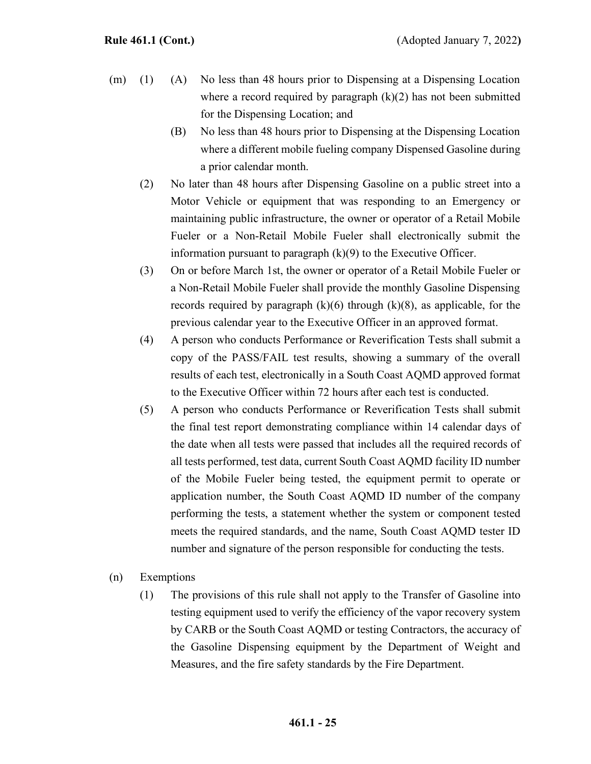(m) (1) (A) No less than 48 hours prior to Dispensing at a Dispensing Location where a record required by paragraph (k)(2) has not been submitted for the Dispensing Location; and

(B) No less than 48 hours prior to Dispensing at the Dispensing Location where a different mobile fueling company Dispensed Gasoline during a prior calendar month.

(2) No later than 48 hours after Dispensing Gasoline on a public street into a Motor Vehicle or equipment that was responding to an Emergency or maintaining public infrastructure, the owner or operator of a Retail Mobile Fueler or a Non-Retail Mobile Fueler shall electronically submit the information pursuant to paragraph (k)(9) to the Executive Officer.

(3) On or before March 1st, the owner or operator of a Retail Mobile Fueler or a Non-Retail Mobile Fueler shall provide the monthly Gasoline Dispensing records required by paragraph (k)(6) through (k)(8), as applicable, for the previous calendar year to the Executive Officer in an approved format.

(4) A person who conducts Performance or Reverification Tests shall submit a copy of the PASS/FAIL test results, showing a summary of the overall results of each test, electronically in a South Coast AQMD approved format to the Executive Officer within 72 hours after each test is conducted.

(5) A person who conducts Performance or Reverification Tests shall submit the final test report demonstrating compliance within 14 calendar days of the date when all tests were passed that includes all the required records of all tests performed, test data, current South Coast AQMD facility ID number of the Mobile Fueler being tested, the equipment permit to operate or application number, the South Coast AQMD ID number of the company performing the tests, a statement whether the system or component tested meets the required standards, and the name, South Coast AQMD tester ID number and signature of the person responsible for conducting the tests.

(n) Exemptions

(1) The provisions of this rule shall not apply to the Transfer of Gasoline into testing equipment used to verify the efficiency of the vapor recovery system by CARB or the South Coast AQMD or testing Contractors, the accuracy of the Gasoline Dispensing equipment by the Department of Weight and Measures, and the fire safety standards by the Fire Department.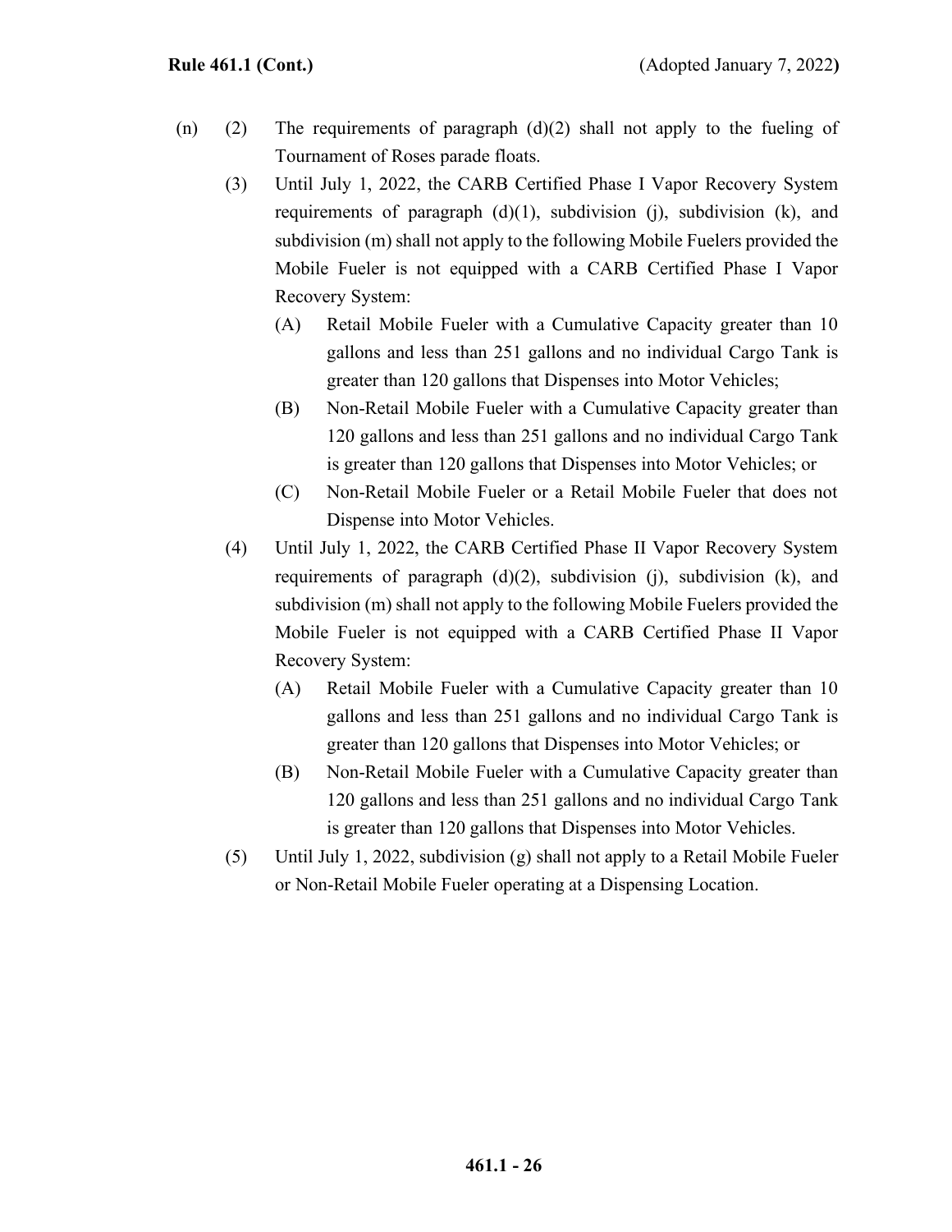(n) (2) The requirements of paragraph (d)(2) shall not apply to the fueling of Tournament of Roses parade floats.

(3) Until July 1, 2022, the CARB Certified Phase I Vapor Recovery System requirements of paragraph (d)(1), subdivision (j), subdivision (k), and subdivision (m) shall not apply to the following Mobile Fuelers provided the Mobile Fueler is not equipped with a CARB Certified Phase I Vapor Recovery System:

(A) Retail Mobile Fueler with a Cumulative Capacity greater than 10 gallons and less than 251 gallons and no individual Cargo Tank is greater than 120 gallons that Dispenses into Motor Vehicles;

(B) Non-Retail Mobile Fueler with a Cumulative Capacity greater than 120 gallons and less than 251 gallons and no individual Cargo Tank is greater than 120 gallons that Dispenses into Motor Vehicles; or

(C) Non-Retail Mobile Fueler or a Retail Mobile Fueler that does not Dispense into Motor Vehicles.

(4) Until July 1, 2022, the CARB Certified Phase II Vapor Recovery System requirements of paragraph (d)(2), subdivision (j), subdivision (k), and subdivision (m) shall not apply to the following Mobile Fuelers provided the Mobile Fueler is not equipped with a CARB Certified Phase II Vapor Recovery System:

(A) Retail Mobile Fueler with a Cumulative Capacity greater than 10 gallons and less than 251 gallons and no individual Cargo Tank is greater than 120 gallons that Dispenses into Motor Vehicles; or

(B) Non-Retail Mobile Fueler with a Cumulative Capacity greater than 120 gallons and less than 251 gallons and no individual Cargo Tank is greater than 120 gallons that Dispenses into Motor Vehicles.

(5) Until July 1, 2022, subdivision (g) shall not apply to a Retail Mobile Fueler or Non-Retail Mobile Fueler operating at a Dispensing Location.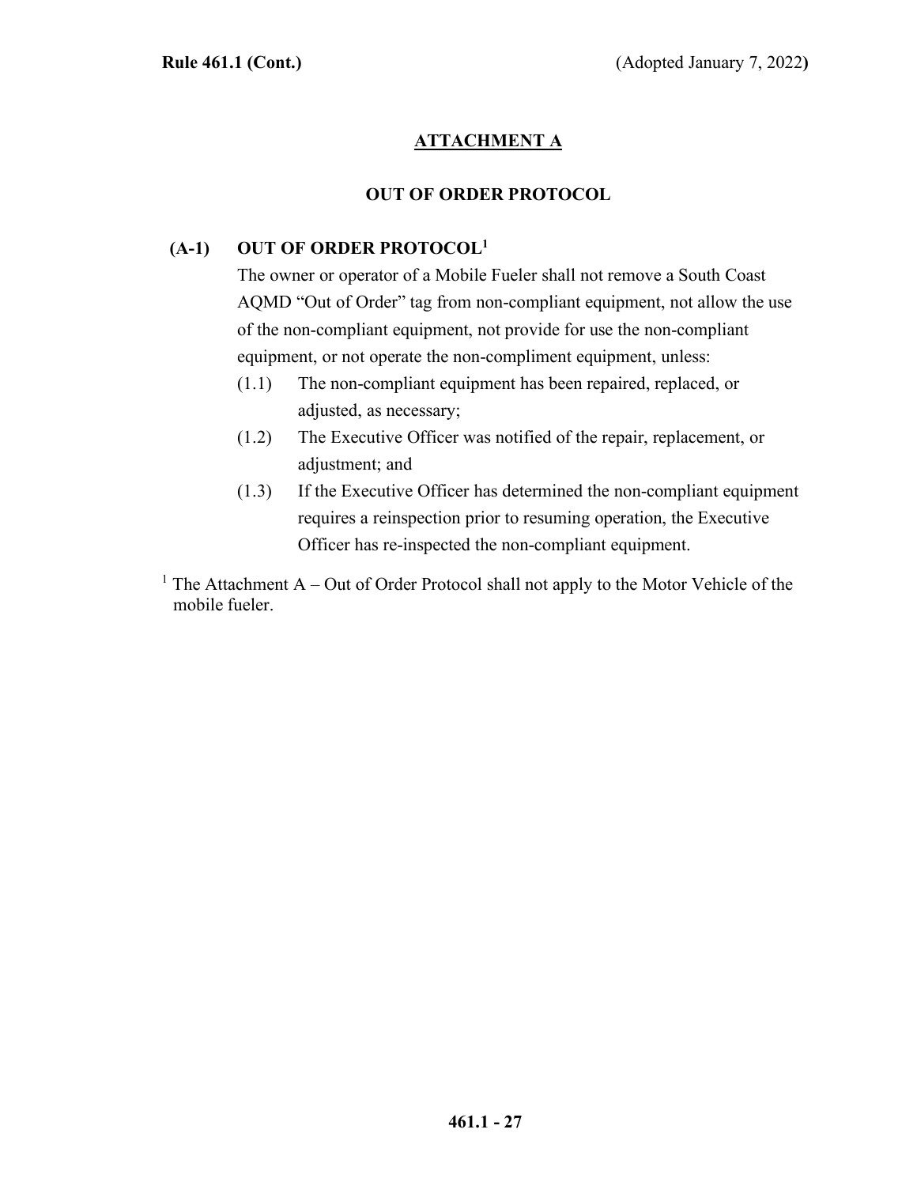# ATTACHMENT A

## OUT OF ORDER PROTOCOL

**(A-1) OUT OF ORDER PROTOCOL[1]**

The owner or operator of a Mobile Fueler shall not remove a South Coast AQMD "Out of Order" tag from non-compliant equipment, not allow the use of the non-compliant equipment, not provide for use the non-compliant equipment, or not operate the non-compliment equipment, unless:

(1.1) The non-compliant equipment has been repaired, replaced, or adjusted, as necessary;

(1.2) The Executive Officer was notified of the repair, replacement, or adjustment; and

(1.3) If the Executive Officer has determined the non-compliant equipment requires a reinspection prior to resuming operation, the Executive Officer has re-inspected the non-compliant equipment.

[1] The Attachment A – Out of Order Protocol shall not apply to the Motor Vehicle of the mobile fueler.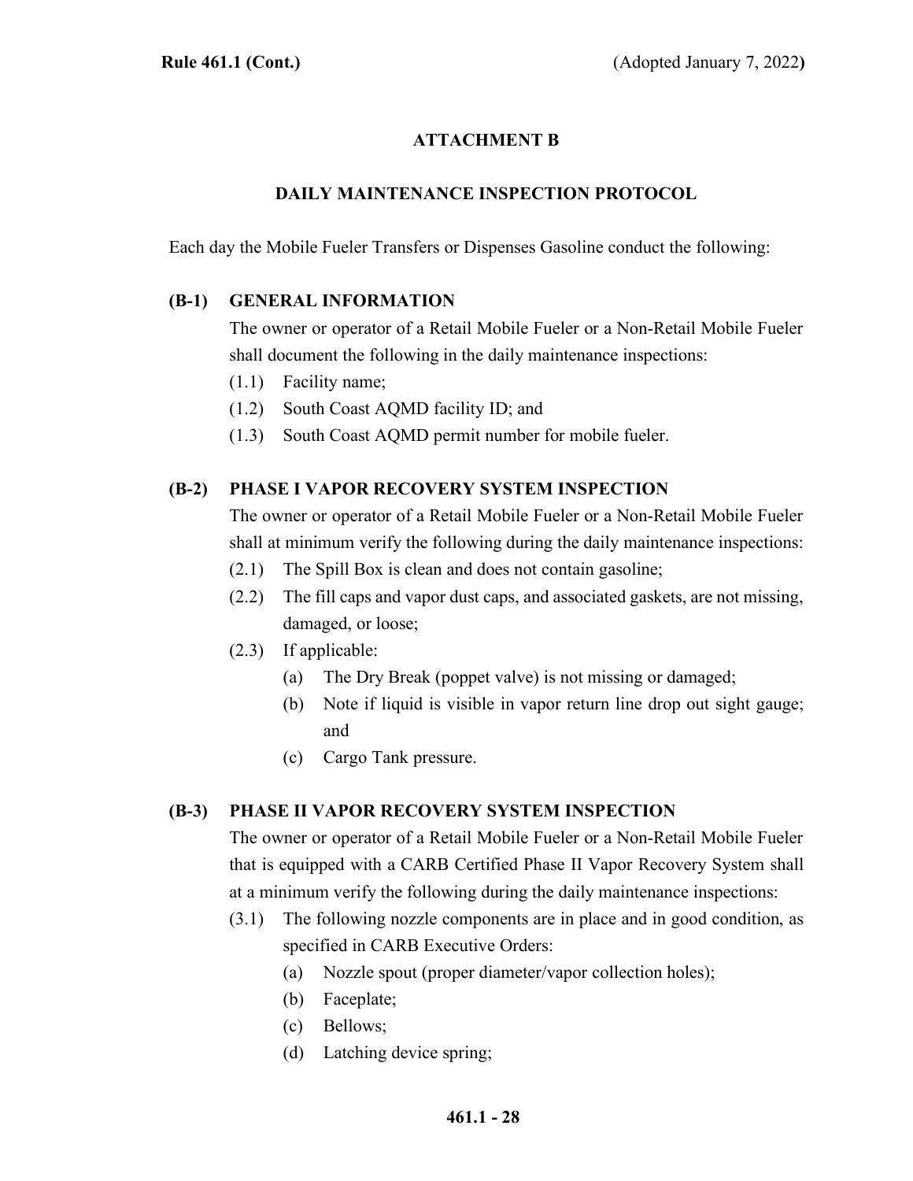## ATTACHMENT B

### DAILY MAINTENANCE INSPECTION PROTOCOL

Each day the Mobile Fueler Transfers or Dispenses Gasoline conduct the following:

**(B-1) GENERAL INFORMATION**

The owner or operator of a Retail Mobile Fueler or a Non-Retail Mobile Fueler shall document the following in the daily maintenance inspections:

- (1.1) Facility name;
- (1.2) South Coast AQMD facility ID; and
- (1.3) South Coast AQMD permit number for mobile fueler.

**(B-2) PHASE I VAPOR RECOVERY SYSTEM INSPECTION**

The owner or operator of a Retail Mobile Fueler or a Non-Retail Mobile Fueler shall at minimum verify the following during the daily maintenance inspections:

- (2.1) The Spill Box is clean and does not contain gasoline;
- (2.2) The fill caps and vapor dust caps, and associated gaskets, are not missing, damaged, or loose;
- (2.3) If applicable:
  - (a) The Dry Break (poppet valve) is not missing or damaged;
  - (b) Note if liquid is visible in vapor return line drop out sight gauge; and
  - (c) Cargo Tank pressure.

**(B-3) PHASE II VAPOR RECOVERY SYSTEM INSPECTION**

The owner or operator of a Retail Mobile Fueler or a Non-Retail Mobile Fueler that is equipped with a CARB Certified Phase II Vapor Recovery System shall at a minimum verify the following during the daily maintenance inspections:

- (3.1) The following nozzle components are in place and in good condition, as specified in CARB Executive Orders:
  - (a) Nozzle spout (proper diameter/vapor collection holes);
  - (b) Faceplate;
  - (c) Bellows;
  - (d) Latching device spring;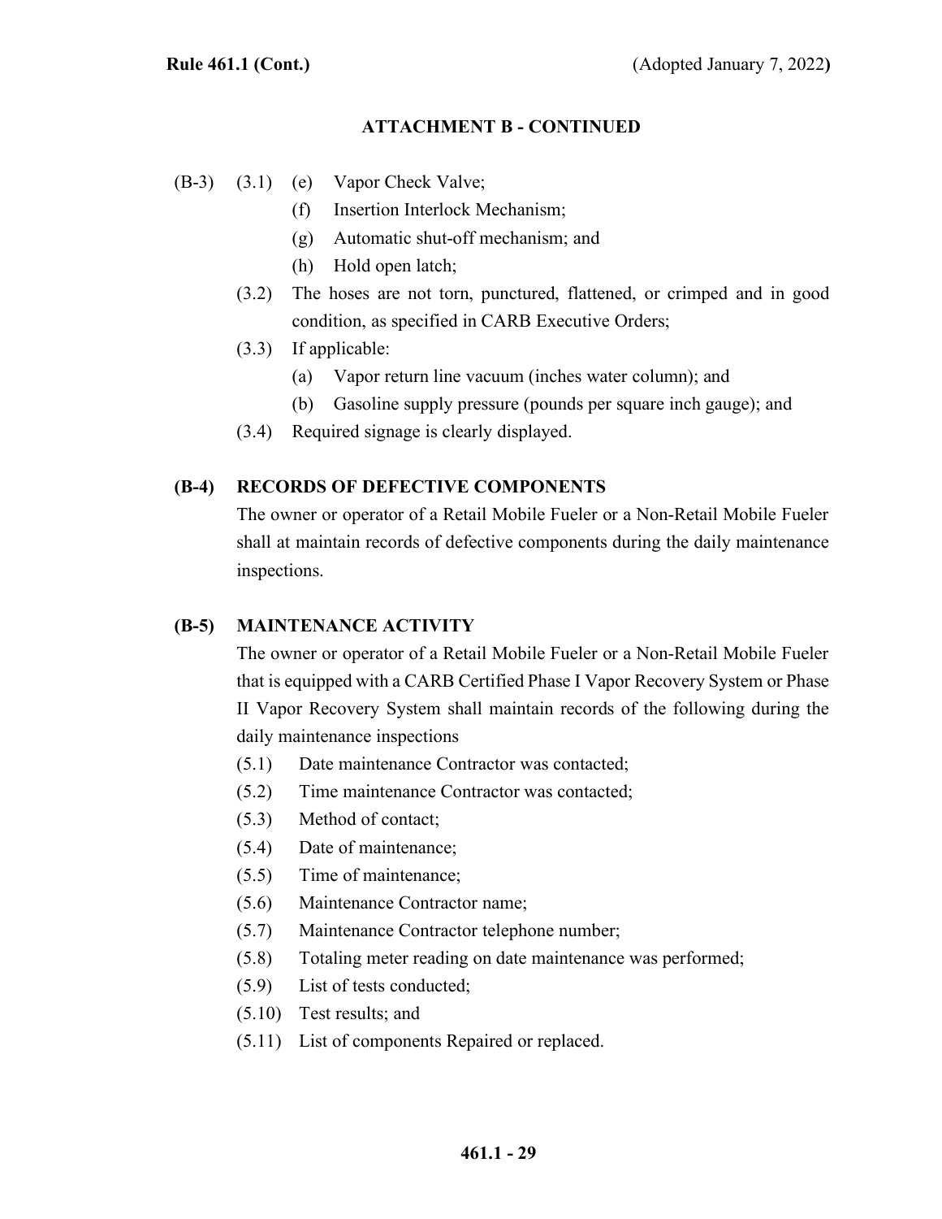## ATTACHMENT B - CONTINUED

(B-3) (3.1) (e) Vapor Check Valve;

(f) Insertion Interlock Mechanism;

(g) Automatic shut-off mechanism; and

(h) Hold open latch;

(3.2) The hoses are not torn, punctured, flattened, or crimped and in good condition, as specified in CARB Executive Orders;

(3.3) If applicable:

(a) Vapor return line vacuum (inches water column); and

(b) Gasoline supply pressure (pounds per square inch gauge); and

(3.4) Required signage is clearly displayed.

**(B-4) RECORDS OF DEFECTIVE COMPONENTS**

The owner or operator of a Retail Mobile Fueler or a Non-Retail Mobile Fueler shall at maintain records of defective components during the daily maintenance inspections.

**(B-5) MAINTENANCE ACTIVITY**

The owner or operator of a Retail Mobile Fueler or a Non-Retail Mobile Fueler that is equipped with a CARB Certified Phase I Vapor Recovery System or Phase II Vapor Recovery System shall maintain records of the following during the daily maintenance inspections

(5.1) Date maintenance Contractor was contacted;

(5.2) Time maintenance Contractor was contacted;

(5.3) Method of contact;

(5.4) Date of maintenance;

(5.5) Time of maintenance;

(5.6) Maintenance Contractor name;

(5.7) Maintenance Contractor telephone number;

(5.8) Totaling meter reading on date maintenance was performed;

(5.9) List of tests conducted;

(5.10) Test results; and

(5.11) List of components Repaired or replaced.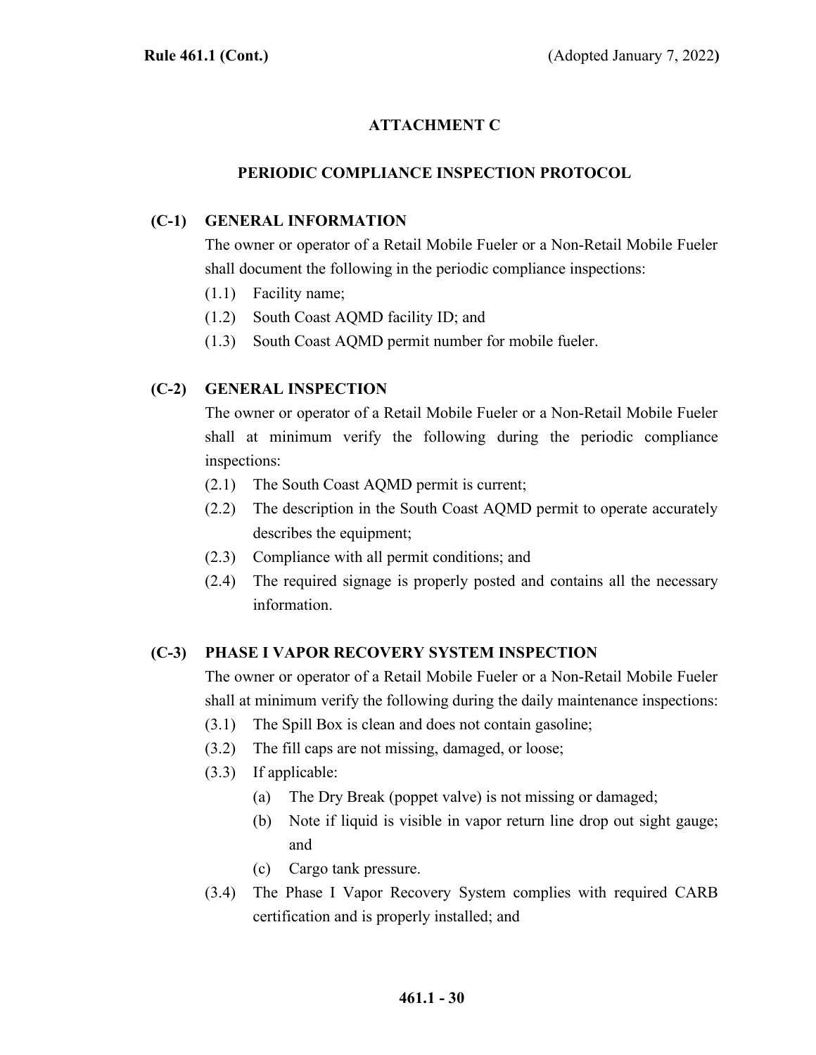## ATTACHMENT C

## PERIODIC COMPLIANCE INSPECTION PROTOCOL

### (C-1) GENERAL INFORMATION

The owner or operator of a Retail Mobile Fueler or a Non-Retail Mobile Fueler shall document the following in the periodic compliance inspections:

(1.1) Facility name;

(1.2) South Coast AQMD facility ID; and

(1.3) South Coast AQMD permit number for mobile fueler.

### (C-2) GENERAL INSPECTION

The owner or operator of a Retail Mobile Fueler or a Non-Retail Mobile Fueler shall at minimum verify the following during the periodic compliance inspections:

(2.1) The South Coast AQMD permit is current;

(2.2) The description in the South Coast AQMD permit to operate accurately describes the equipment;

(2.3) Compliance with all permit conditions; and

(2.4) The required signage is properly posted and contains all the necessary information.

### (C-3) PHASE I VAPOR RECOVERY SYSTEM INSPECTION

The owner or operator of a Retail Mobile Fueler or a Non-Retail Mobile Fueler shall at minimum verify the following during the daily maintenance inspections:

(3.1) The Spill Box is clean and does not contain gasoline;

(3.2) The fill caps are not missing, damaged, or loose;

(3.3) If applicable:

- (a) The Dry Break (poppet valve) is not missing or damaged;
- (b) Note if liquid is visible in vapor return line drop out sight gauge; and
- (c) Cargo tank pressure.

(3.4) The Phase I Vapor Recovery System complies with required CARB certification and is properly installed; and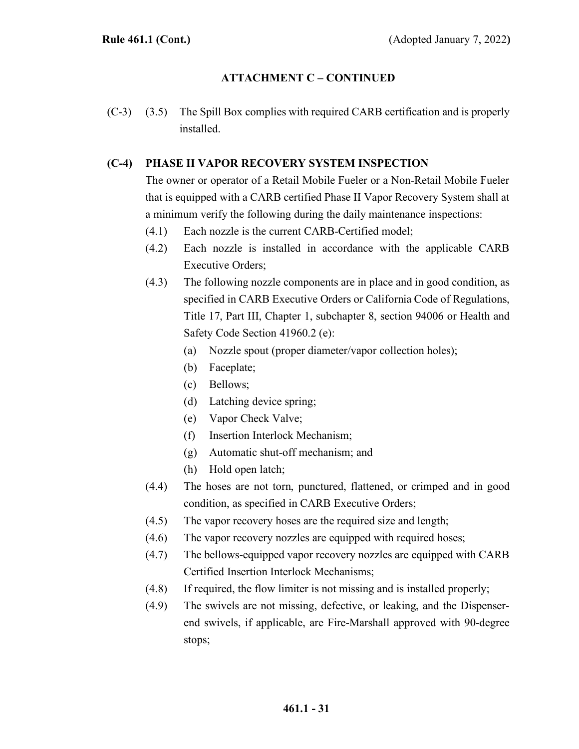## ATTACHMENT C – CONTINUED

(C-3) (3.5) The Spill Box complies with required CARB certification and is properly installed.

**(C-4) PHASE II VAPOR RECOVERY SYSTEM INSPECTION**

The owner or operator of a Retail Mobile Fueler or a Non-Retail Mobile Fueler that is equipped with a CARB certified Phase II Vapor Recovery System shall at a minimum verify the following during the daily maintenance inspections:

(4.1) Each nozzle is the current CARB-Certified model;

(4.2) Each nozzle is installed in accordance with the applicable CARB Executive Orders;

(4.3) The following nozzle components are in place and in good condition, as specified in CARB Executive Orders or California Code of Regulations, Title 17, Part III, Chapter 1, subchapter 8, section 94006 or Health and Safety Code Section 41960.2 (e):

- (a) Nozzle spout (proper diameter/vapor collection holes);
- (b) Faceplate;
- (c) Bellows;
- (d) Latching device spring;
- (e) Vapor Check Valve;
- (f) Insertion Interlock Mechanism;
- (g) Automatic shut-off mechanism; and
- (h) Hold open latch;

(4.4) The hoses are not torn, punctured, flattened, or crimped and in good condition, as specified in CARB Executive Orders;

(4.5) The vapor recovery hoses are the required size and length;

(4.6) The vapor recovery nozzles are equipped with required hoses;

(4.7) The bellows-equipped vapor recovery nozzles are equipped with CARB Certified Insertion Interlock Mechanisms;

(4.8) If required, the flow limiter is not missing and is installed properly;

(4.9) The swivels are not missing, defective, or leaking, and the Dispenser-end swivels, if applicable, are Fire-Marshall approved with 90-degree stops;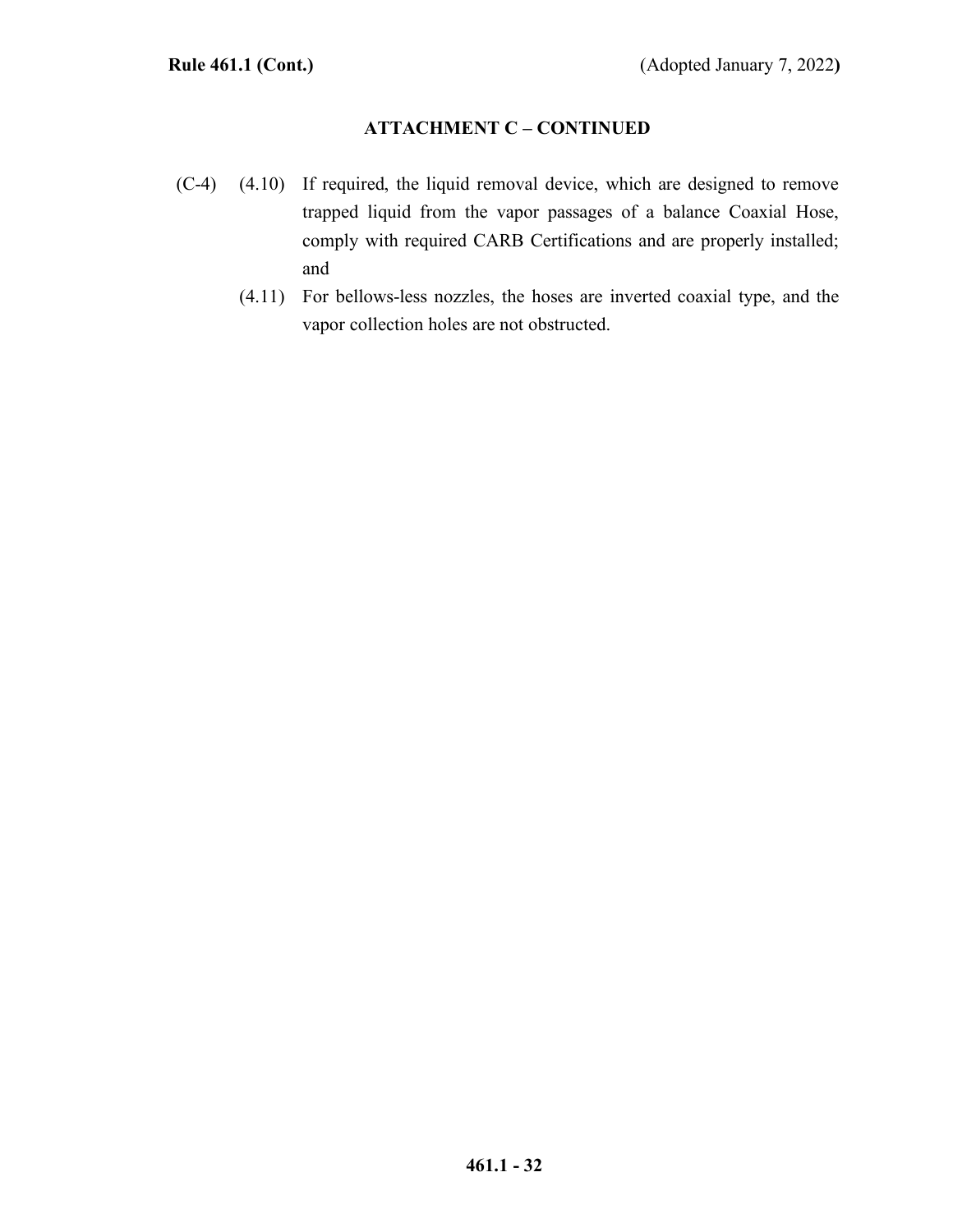## ATTACHMENT C – CONTINUED

(C-4) (4.10) If required, the liquid removal device, which are designed to remove trapped liquid from the vapor passages of a balance Coaxial Hose, comply with required CARB Certifications and are properly installed; and

(4.11) For bellows-less nozzles, the hoses are inverted coaxial type, and the vapor collection holes are not obstructed.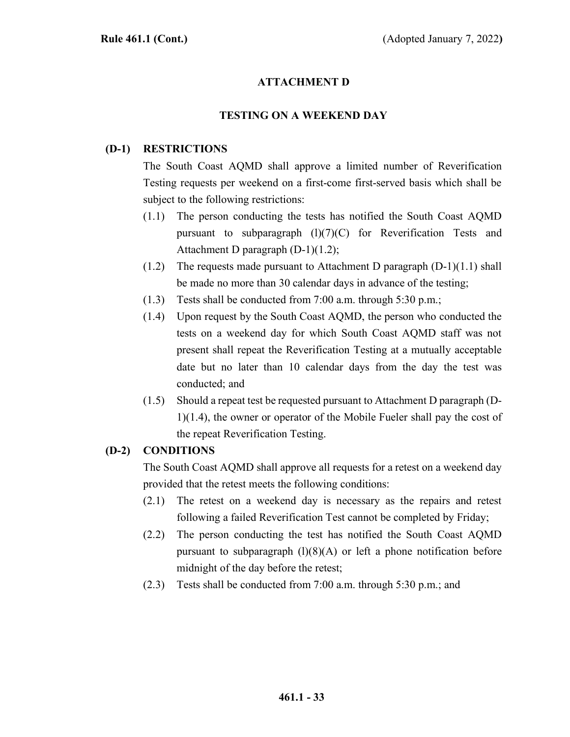## ATTACHMENT D

## TESTING ON A WEEKEND DAY

**(D-1) RESTRICTIONS**

The South Coast AQMD shall approve a limited number of Reverification Testing requests per weekend on a first-come first-served basis which shall be subject to the following restrictions:

(1.1) The person conducting the tests has notified the South Coast AQMD pursuant to subparagraph (l)(7)(C) for Reverification Tests and Attachment D paragraph (D-1)(1.2);

(1.2) The requests made pursuant to Attachment D paragraph (D-1)(1.1) shall be made no more than 30 calendar days in advance of the testing;

(1.3) Tests shall be conducted from 7:00 a.m. through 5:30 p.m.;

(1.4) Upon request by the South Coast AQMD, the person who conducted the tests on a weekend day for which South Coast AQMD staff was not present shall repeat the Reverification Testing at a mutually acceptable date but no later than 10 calendar days from the day the test was conducted; and

(1.5) Should a repeat test be requested pursuant to Attachment D paragraph (D-1)(1.4), the owner or operator of the Mobile Fueler shall pay the cost of the repeat Reverification Testing.

**(D-2) CONDITIONS**

The South Coast AQMD shall approve all requests for a retest on a weekend day provided that the retest meets the following conditions:

(2.1) The retest on a weekend day is necessary as the repairs and retest following a failed Reverification Test cannot be completed by Friday;

(2.2) The person conducting the test has notified the South Coast AQMD pursuant to subparagraph (l)(8)(A) or left a phone notification before midnight of the day before the retest;

(2.3) Tests shall be conducted from 7:00 a.m. through 5:30 p.m.; and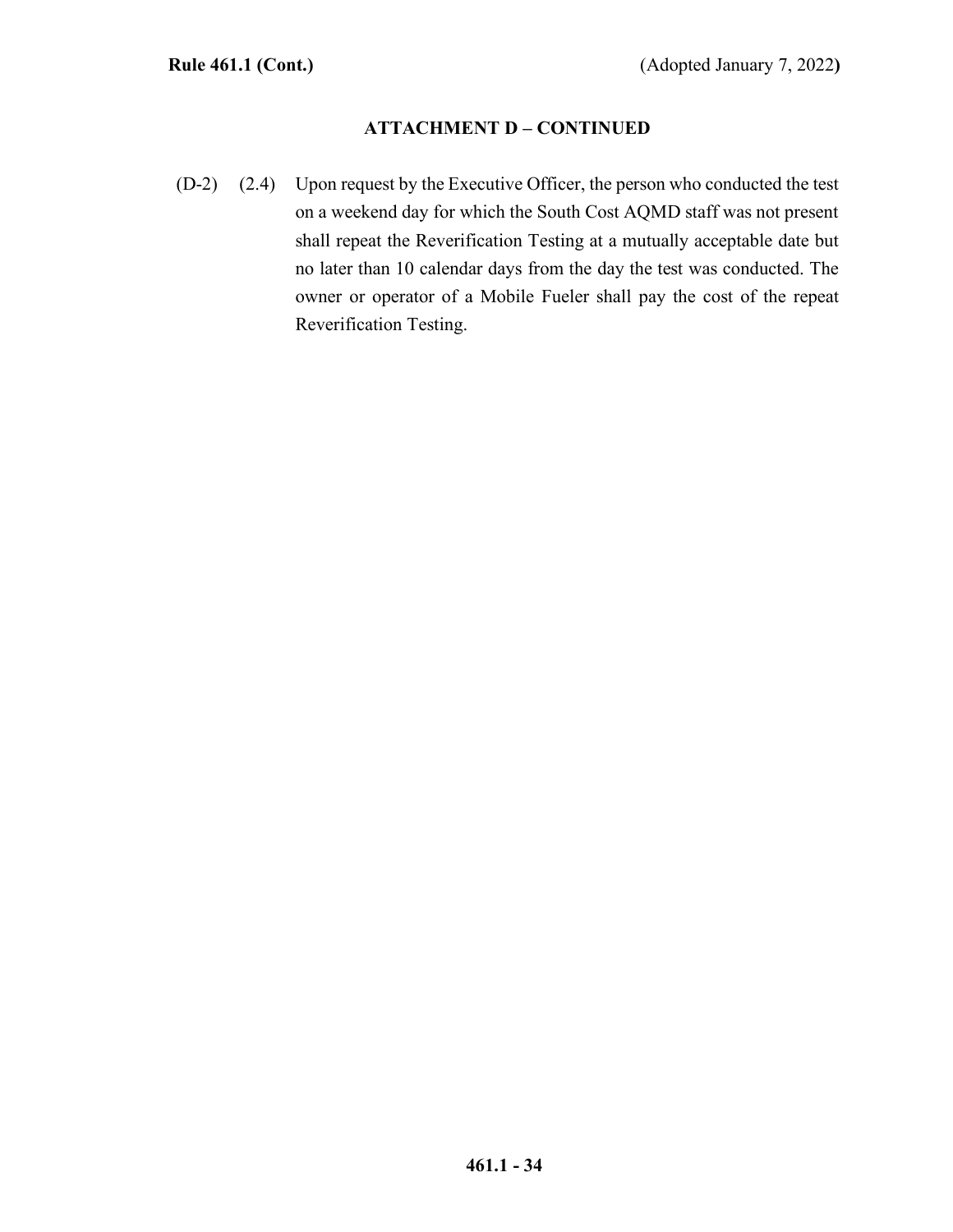## ATTACHMENT D – CONTINUED

(D-2) (2.4) Upon request by the Executive Officer, the person who conducted the test on a weekend day for which the South Cost AQMD staff was not present shall repeat the Reverification Testing at a mutually acceptable date but no later than 10 calendar days from the day the test was conducted. The owner or operator of a Mobile Fueler shall pay the cost of the repeat Reverification Testing.